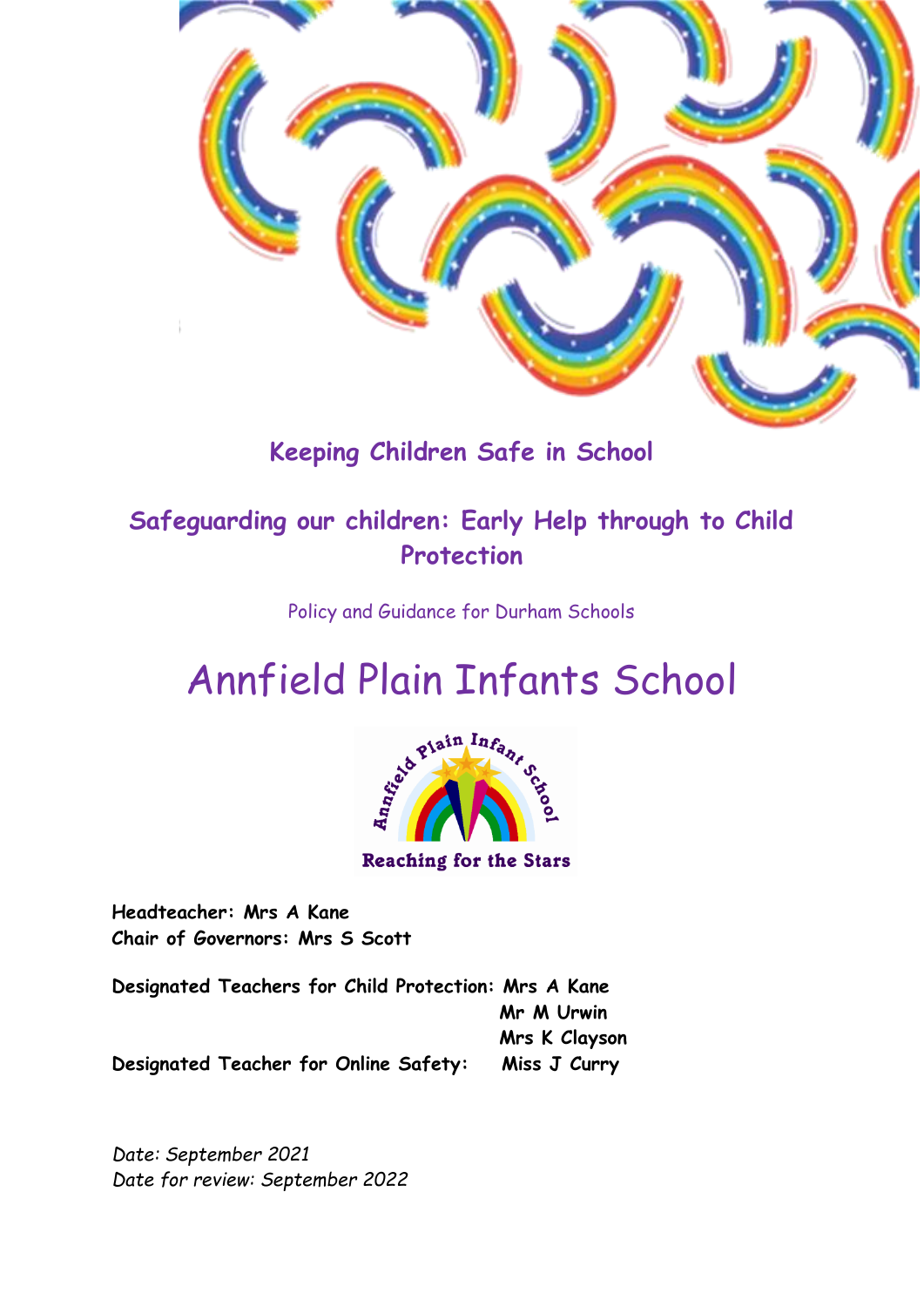# Keeping Children Safe in School

## Safeguarding our children: Early Help through to Child Protection

Policy and Guidance for Durham Schools

# Annfield Plain Infants School

Annfield Plain Infant School

Reaching for the Stars

**Headteacher: Mrs A Kane**
**Chair of Governors: Mrs S Scott**

**Designated Teachers for Child Protection: Mrs A Kane**
**Mr M Urwin**
**Mrs K Clayson**
**Designated Teacher for Online Safety: Miss J Curry**

*Date: September 2021*
*Date for review: September 2022*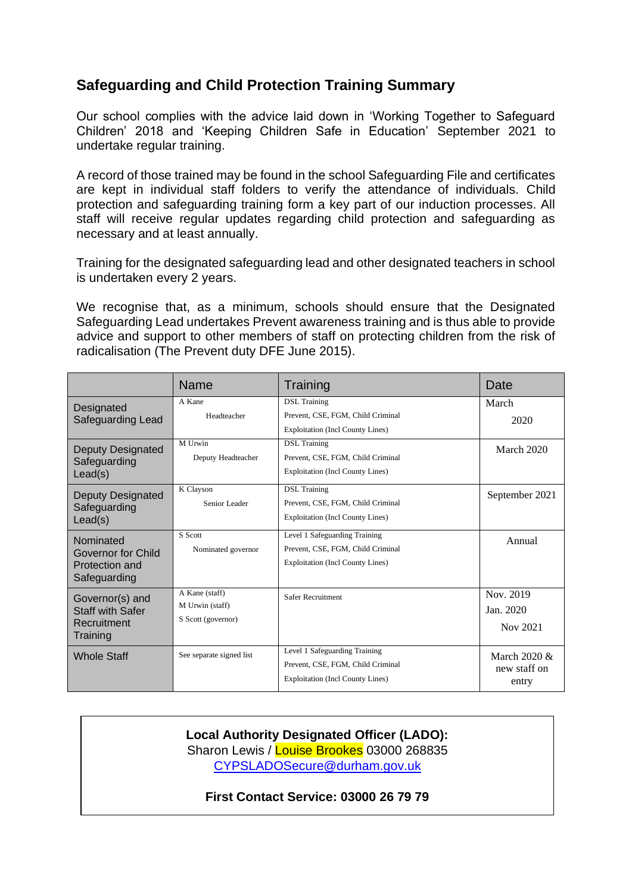## Safeguarding and Child Protection Training Summary

Our school complies with the advice laid down in 'Working Together to Safeguard Children' 2018 and 'Keeping Children Safe in Education' September 2021 to undertake regular training.

A record of those trained may be found in the school Safeguarding File and certificates are kept in individual staff folders to verify the attendance of individuals. Child protection and safeguarding training form a key part of our induction processes. All staff will receive regular updates regarding child protection and safeguarding as necessary and at least annually.

Training for the designated safeguarding lead and other designated teachers in school is undertaken every 2 years.

We recognise that, as a minimum, schools should ensure that the Designated Safeguarding Lead undertakes Prevent awareness training and is thus able to provide advice and support to other members of staff on protecting children from the risk of radicalisation (The Prevent duty DFE June 2015).

| | Name | Training | Date |
|---|---|---|---|
| Designated Safeguarding Lead | A Kane<br>Headteacher | DSL Training<br>Prevent, CSE, FGM, Child Criminal Exploitation (Incl County Lines) | March 2020 |
| Deputy Designated Safeguarding Lead(s) | M Urwin<br>Deputy Headteacher | DSL Training<br>Prevent, CSE, FGM, Child Criminal Exploitation (Incl County Lines) | March 2020 |
| Deputy Designated Safeguarding Lead(s) | K Clayson<br>Senior Leader | DSL Training<br>Prevent, CSE, FGM, Child Criminal Exploitation (Incl County Lines) | September 2021 |
| Nominated Governor for Child Protection and Safeguarding | S Scott<br>Nominated governor | Level 1 Safeguarding Training<br>Prevent, CSE, FGM, Child Criminal Exploitation (Incl County Lines) | Annual |
| Governor(s) and Staff with Safer Recruitment Training | A Kane (staff)<br>M Urwin (staff)<br>S Scott (governor) | Safer Recruitment | Nov. 2019<br>Jan. 2020<br>Nov 2021 |
| Whole Staff | See separate signed list | Level 1 Safeguarding Training<br>Prevent, CSE, FGM, Child Criminal Exploitation (Incl County Lines) | March 2020 & new staff on entry |

**Local Authority Designated Officer (LADO):**
Sharon Lewis / Louise Brookes 03000 268835
CYPSLADOSecure@durham.gov.uk

**First Contact Service: 03000 26 79 79**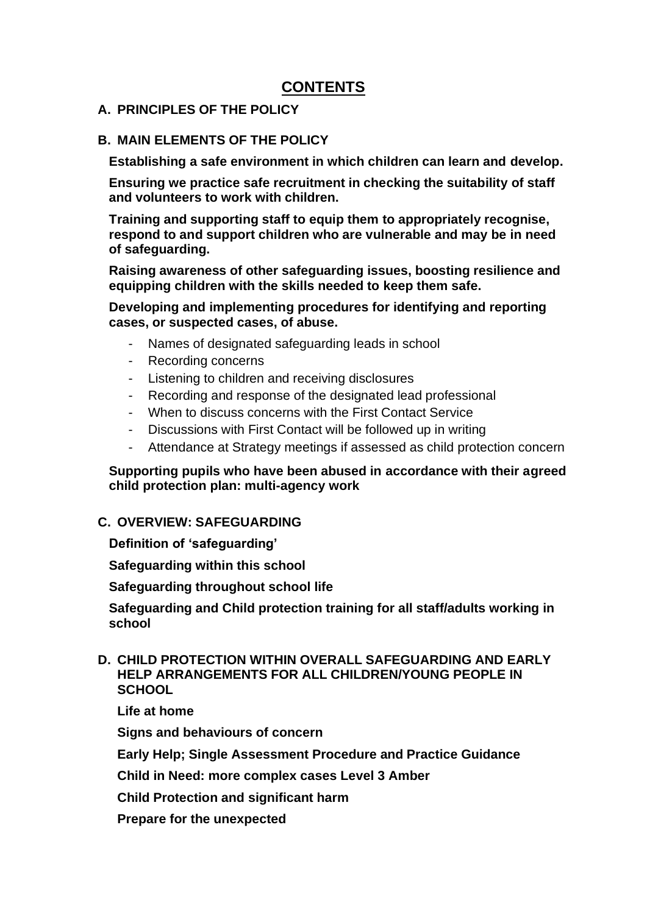# CONTENTS

## A. PRINCIPLES OF THE POLICY

## B. MAIN ELEMENTS OF THE POLICY

**Establishing a safe environment in which children can learn and develop.**

**Ensuring we practice safe recruitment in checking the suitability of staff and volunteers to work with children.**

**Training and supporting staff to equip them to appropriately recognise, respond to and support children who are vulnerable and may be in need of safeguarding.**

**Raising awareness of other safeguarding issues, boosting resilience and equipping children with the skills needed to keep them safe.**

**Developing and implementing procedures for identifying and reporting cases, or suspected cases, of abuse.**

- Names of designated safeguarding leads in school
- Recording concerns
- Listening to children and receiving disclosures
- Recording and response of the designated lead professional
- When to discuss concerns with the First Contact Service
- Discussions with First Contact will be followed up in writing
- Attendance at Strategy meetings if assessed as child protection concern

**Supporting pupils who have been abused in accordance with their agreed child protection plan: multi-agency work**

## C. OVERVIEW: SAFEGUARDING

**Definition of 'safeguarding'**

**Safeguarding within this school**

**Safeguarding throughout school life**

**Safeguarding and Child protection training for all staff/adults working in school**

## D. CHILD PROTECTION WITHIN OVERALL SAFEGUARDING AND EARLY HELP ARRANGEMENTS FOR ALL CHILDREN/YOUNG PEOPLE IN SCHOOL

**Life at home**

**Signs and behaviours of concern**

**Early Help; Single Assessment Procedure and Practice Guidance**

**Child in Need: more complex cases Level 3 Amber**

**Child Protection and significant harm**

**Prepare for the unexpected**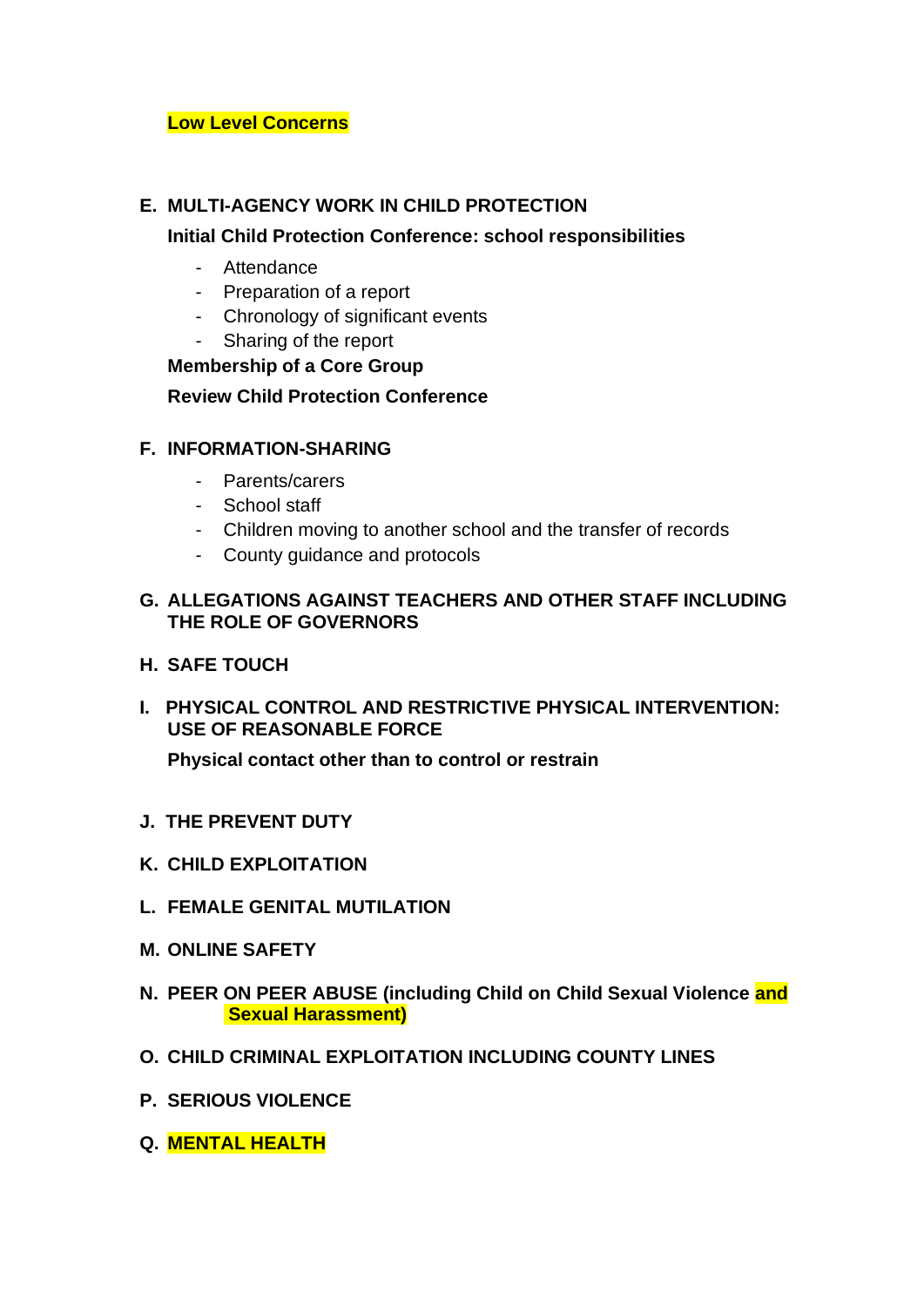**Low Level Concerns**

**E. MULTI-AGENCY WORK IN CHILD PROTECTION**

**Initial Child Protection Conference: school responsibilities**

- Attendance
- Preparation of a report
- Chronology of significant events
- Sharing of the report

**Membership of a Core Group**

**Review Child Protection Conference**

**F. INFORMATION-SHARING**

- Parents/carers
- School staff
- Children moving to another school and the transfer of records
- County guidance and protocols

**G. ALLEGATIONS AGAINST TEACHERS AND OTHER STAFF INCLUDING THE ROLE OF GOVERNORS**

**H. SAFE TOUCH**

**I. PHYSICAL CONTROL AND RESTRICTIVE PHYSICAL INTERVENTION: USE OF REASONABLE FORCE**

**Physical contact other than to control or restrain**

**J. THE PREVENT DUTY**

**K. CHILD EXPLOITATION**

**L. FEMALE GENITAL MUTILATION**

**M. ONLINE SAFETY**

**N. PEER ON PEER ABUSE (including Child on Child Sexual Violence and Sexual Harassment)**

**O. CHILD CRIMINAL EXPLOITATION INCLUDING COUNTY LINES**

**P. SERIOUS VIOLENCE**

**Q. MENTAL HEALTH**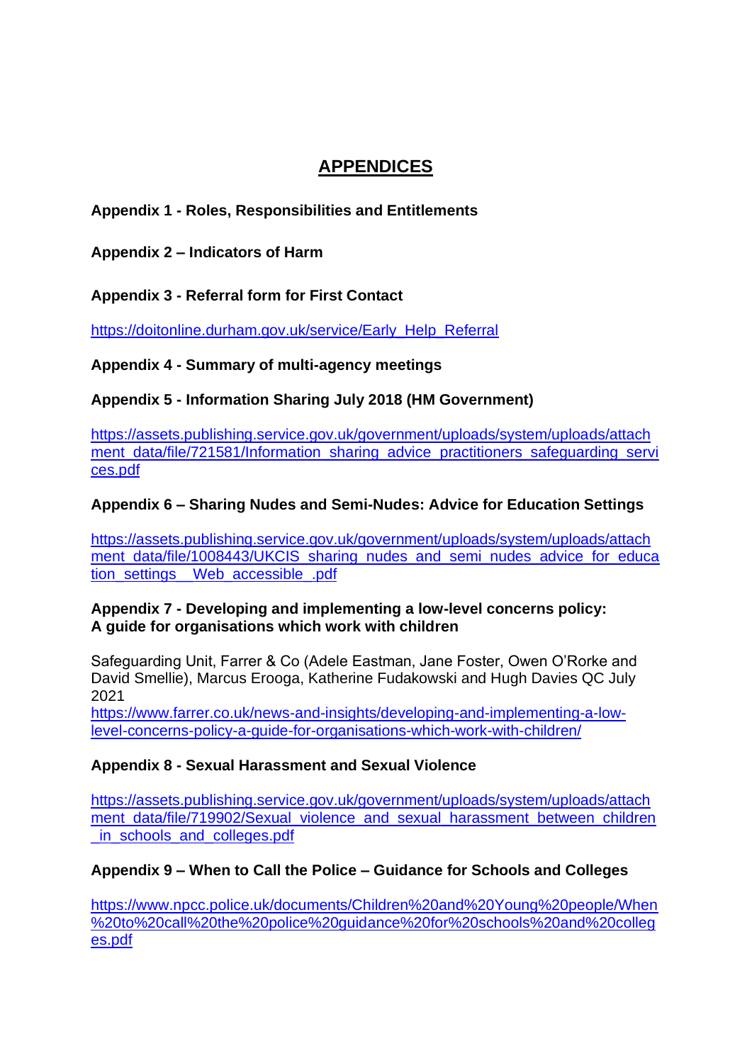# APPENDICES

**Appendix 1 - Roles, Responsibilities and Entitlements**

**Appendix 2 – Indicators of Harm**

**Appendix 3 - Referral form for First Contact**

https://doitonline.durham.gov.uk/service/Early_Help_Referral

**Appendix 4 - Summary of multi-agency meetings**

**Appendix 5 - Information Sharing July 2018 (HM Government)**

https://assets.publishing.service.gov.uk/government/uploads/system/uploads/attachment_data/file/721581/Information_sharing_advice_practitioners_safeguarding_services.pdf

**Appendix 6 – Sharing Nudes and Semi-Nudes: Advice for Education Settings**

https://assets.publishing.service.gov.uk/government/uploads/system/uploads/attachment_data/file/1008443/UKCIS_sharing_nudes_and_semi_nudes_advice_for_education_settings__Web_accessible_.pdf

**Appendix 7 - Developing and implementing a low-level concerns policy: A guide for organisations which work with children**

Safeguarding Unit, Farrer & Co (Adele Eastman, Jane Foster, Owen O'Rorke and David Smellie), Marcus Erooga, Katherine Fudakowski and Hugh Davies QC July 2021
https://www.farrer.co.uk/news-and-insights/developing-and-implementing-a-low-level-concerns-policy-a-guide-for-organisations-which-work-with-children/

**Appendix 8 - Sexual Harassment and Sexual Violence**

https://assets.publishing.service.gov.uk/government/uploads/system/uploads/attachment_data/file/719902/Sexual_violence_and_sexual_harassment_between_children_in_schools_and_colleges.pdf

**Appendix 9 – When to Call the Police – Guidance for Schools and Colleges**

https://www.npcc.police.uk/documents/Children%20and%20Young%20people/When%20to%20call%20the%20police%20guidance%20for%20schools%20and%20colleges.pdf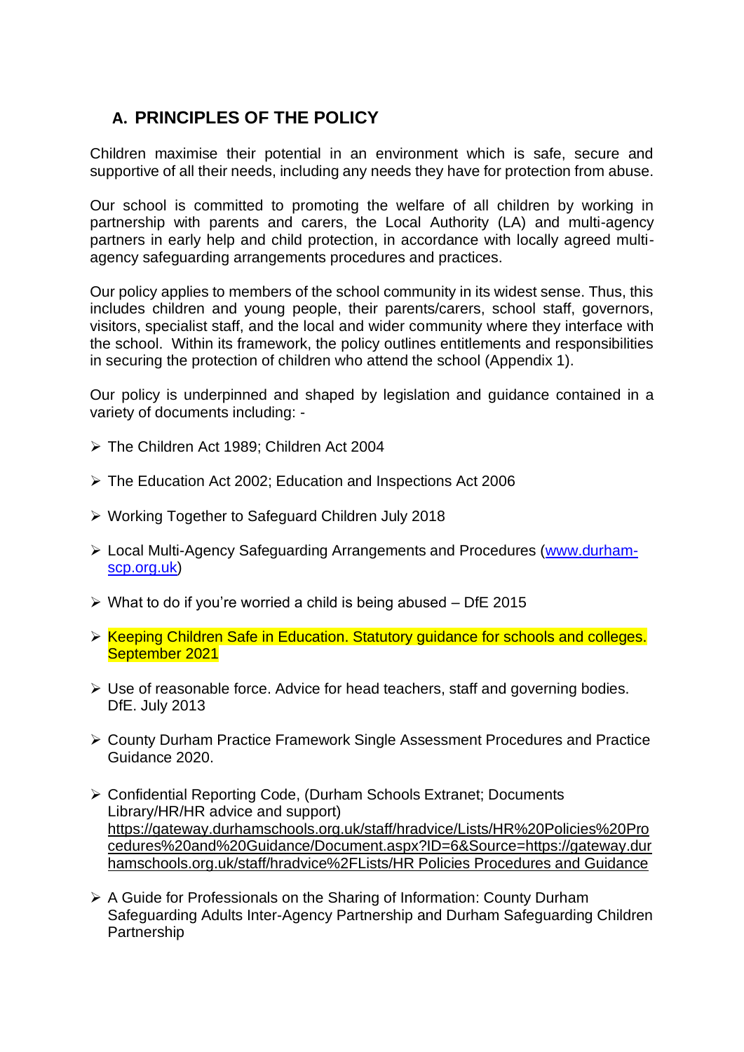## A. PRINCIPLES OF THE POLICY

Children maximise their potential in an environment which is safe, secure and supportive of all their needs, including any needs they have for protection from abuse.

Our school is committed to promoting the welfare of all children by working in partnership with parents and carers, the Local Authority (LA) and multi-agency partners in early help and child protection, in accordance with locally agreed multi-agency safeguarding arrangements procedures and practices.

Our policy applies to members of the school community in its widest sense. Thus, this includes children and young people, their parents/carers, school staff, governors, visitors, specialist staff, and the local and wider community where they interface with the school. Within its framework, the policy outlines entitlements and responsibilities in securing the protection of children who attend the school (Appendix 1).

Our policy is underpinned and shaped by legislation and guidance contained in a variety of documents including: -

- The Children Act 1989; Children Act 2004
- The Education Act 2002; Education and Inspections Act 2006
- Working Together to Safeguard Children July 2018
- Local Multi-Agency Safeguarding Arrangements and Procedures (www.durham-scp.org.uk)
- What to do if you're worried a child is being abused – DfE 2015
- Keeping Children Safe in Education. Statutory guidance for schools and colleges. September 2021
- Use of reasonable force. Advice for head teachers, staff and governing bodies. DfE. July 2013
- County Durham Practice Framework Single Assessment Procedures and Practice Guidance 2020.
- Confidential Reporting Code, (Durham Schools Extranet; Documents Library/HR/HR advice and support) https://gateway.durhamschools.org.uk/staff/hradvice/Lists/HR%20Policies%20Procedures%20and%20Guidance/Document.aspx?ID=6&Source=https://gateway.durhamschools.org.uk/staff/hradvice%2FLists/HR Policies Procedures and Guidance
- A Guide for Professionals on the Sharing of Information: County Durham Safeguarding Adults Inter-Agency Partnership and Durham Safeguarding Children Partnership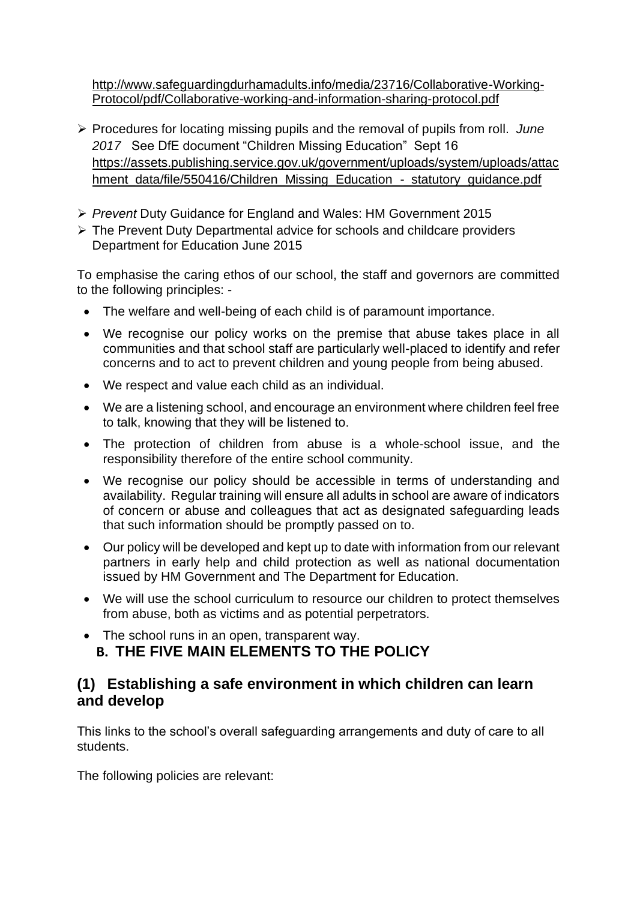http://www.safeguardingdurhamadults.info/media/23716/Collaborative-Working-Protocol/pdf/Collaborative-working-and-information-sharing-protocol.pdf

- Procedures for locating missing pupils and the removal of pupils from roll. *June 2017* See DfE document "Children Missing Education" Sept 16 https://assets.publishing.service.gov.uk/government/uploads/system/uploads/attachment_data/file/550416/Children_Missing_Education_-_statutory_guidance.pdf
- *Prevent* Duty Guidance for England and Wales: HM Government 2015
- The Prevent Duty Departmental advice for schools and childcare providers Department for Education June 2015

To emphasise the caring ethos of our school, the staff and governors are committed to the following principles: -

- The welfare and well-being of each child is of paramount importance.
- We recognise our policy works on the premise that abuse takes place in all communities and that school staff are particularly well-placed to identify and refer concerns and to act to prevent children and young people from being abused.
- We respect and value each child as an individual.
- We are a listening school, and encourage an environment where children feel free to talk, knowing that they will be listened to.
- The protection of children from abuse is a whole-school issue, and the responsibility therefore of the entire school community.
- We recognise our policy should be accessible in terms of understanding and availability. Regular training will ensure all adults in school are aware of indicators of concern or abuse and colleagues that act as designated safeguarding leads that such information should be promptly passed on to.
- Our policy will be developed and kept up to date with information from our relevant partners in early help and child protection as well as national documentation issued by HM Government and The Department for Education.
- We will use the school curriculum to resource our children to protect themselves from abuse, both as victims and as potential perpetrators.
- The school runs in an open, transparent way.

## B. THE FIVE MAIN ELEMENTS TO THE POLICY

## (1) Establishing a safe environment in which children can learn and develop

This links to the school's overall safeguarding arrangements and duty of care to all students.

The following policies are relevant: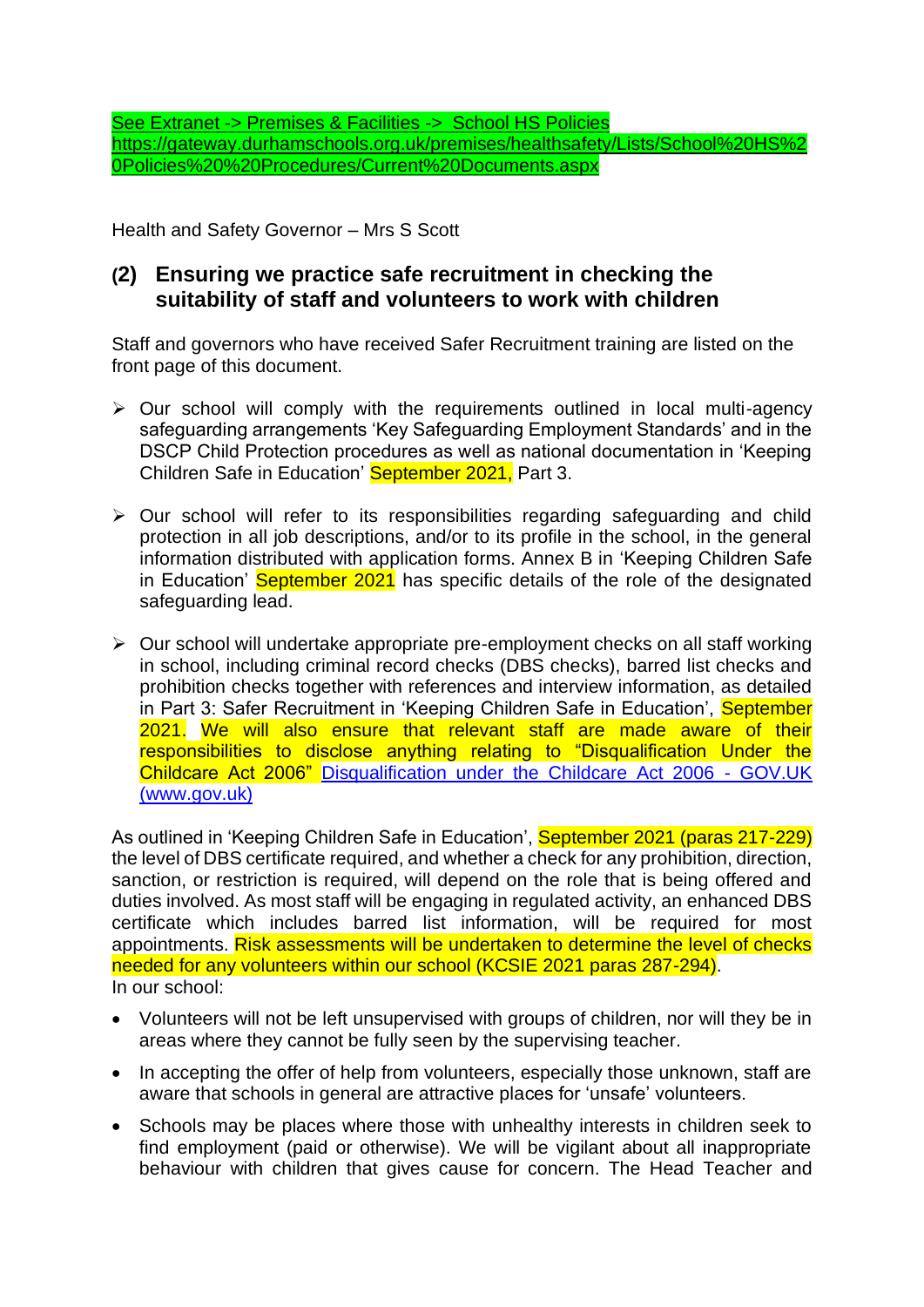See Extranet -> Premises & Facilities -> School HS Policies
https://gateway.durhamschools.org.uk/premises/healthsafety/Lists/School%20HS%20Policies%20%20Procedures/Current%20Documents.aspx

Health and Safety Governor – Mrs S Scott

## (2) Ensuring we practice safe recruitment in checking the suitability of staff and volunteers to work with children

Staff and governors who have received Safer Recruitment training are listed on the front page of this document.

- Our school will comply with the requirements outlined in local multi-agency safeguarding arrangements 'Key Safeguarding Employment Standards' and in the DSCP Child Protection procedures as well as national documentation in 'Keeping Children Safe in Education' September 2021, Part 3.

- Our school will refer to its responsibilities regarding safeguarding and child protection in all job descriptions, and/or to its profile in the school, in the general information distributed with application forms. Annex B in 'Keeping Children Safe in Education' September 2021 has specific details of the role of the designated safeguarding lead.

- Our school will undertake appropriate pre-employment checks on all staff working in school, including criminal record checks (DBS checks), barred list checks and prohibition checks together with references and interview information, as detailed in Part 3: Safer Recruitment in 'Keeping Children Safe in Education', September 2021. We will also ensure that relevant staff are made aware of their responsibilities to disclose anything relating to "Disqualification Under the Childcare Act 2006" [Disqualification under the Childcare Act 2006 - GOV.UK (www.gov.uk)]

As outlined in 'Keeping Children Safe in Education', September 2021 (paras 217-229) the level of DBS certificate required, and whether a check for any prohibition, direction, sanction, or restriction is required, will depend on the role that is being offered and duties involved. As most staff will be engaging in regulated activity, an enhanced DBS certificate which includes barred list information, will be required for most appointments. Risk assessments will be undertaken to determine the level of checks needed for any volunteers within our school (KCSIE 2021 paras 287-294).
In our school:

- Volunteers will not be left unsupervised with groups of children, nor will they be in areas where they cannot be fully seen by the supervising teacher.
- In accepting the offer of help from volunteers, especially those unknown, staff are aware that schools in general are attractive places for 'unsafe' volunteers.
- Schools may be places where those with unhealthy interests in children seek to find employment (paid or otherwise). We will be vigilant about all inappropriate behaviour with children that gives cause for concern. The Head Teacher and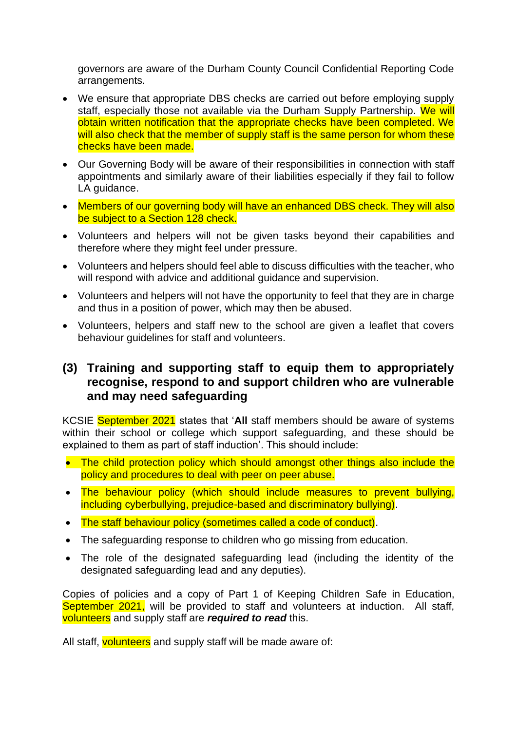governors are aware of the Durham County Council Confidential Reporting Code arrangements.

- We ensure that appropriate DBS checks are carried out before employing supply staff, especially those not available via the Durham Supply Partnership. We will obtain written notification that the appropriate checks have been completed. We will also check that the member of supply staff is the same person for whom these checks have been made.
- Our Governing Body will be aware of their responsibilities in connection with staff appointments and similarly aware of their liabilities especially if they fail to follow LA guidance.
- Members of our governing body will have an enhanced DBS check. They will also be subject to a Section 128 check.
- Volunteers and helpers will not be given tasks beyond their capabilities and therefore where they might feel under pressure.
- Volunteers and helpers should feel able to discuss difficulties with the teacher, who will respond with advice and additional guidance and supervision.
- Volunteers and helpers will not have the opportunity to feel that they are in charge and thus in a position of power, which may then be abused.
- Volunteers, helpers and staff new to the school are given a leaflet that covers behaviour guidelines for staff and volunteers.

## (3) Training and supporting staff to equip them to appropriately recognise, respond to and support children who are vulnerable and may need safeguarding

KCSIE September 2021 states that '**All** staff members should be aware of systems within their school or college which support safeguarding, and these should be explained to them as part of staff induction'. This should include:

- The child protection policy which should amongst other things also include the policy and procedures to deal with peer on peer abuse.
- The behaviour policy (which should include measures to prevent bullying, including cyberbullying, prejudice-based and discriminatory bullying).
- The staff behaviour policy (sometimes called a code of conduct).
- The safeguarding response to children who go missing from education.
- The role of the designated safeguarding lead (including the identity of the designated safeguarding lead and any deputies).

Copies of policies and a copy of Part 1 of Keeping Children Safe in Education, September 2021, will be provided to staff and volunteers at induction. All staff, volunteers and supply staff are ***required to read*** this.

All staff, volunteers and supply staff will be made aware of: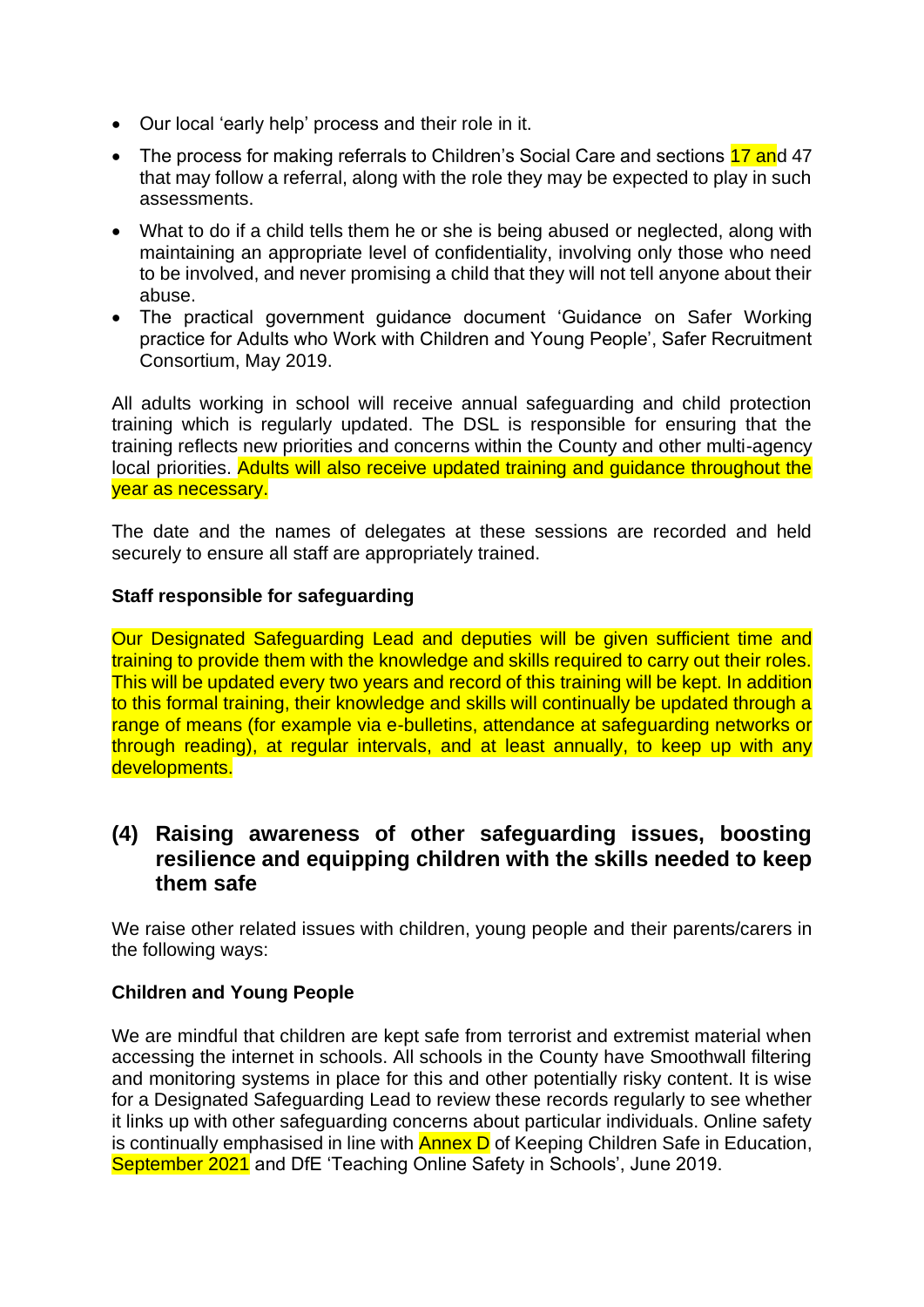- Our local 'early help' process and their role in it.
- The process for making referrals to Children's Social Care and sections 17 and 47 that may follow a referral, along with the role they may be expected to play in such assessments.
- What to do if a child tells them he or she is being abused or neglected, along with maintaining an appropriate level of confidentiality, involving only those who need to be involved, and never promising a child that they will not tell anyone about their abuse.
- The practical government guidance document 'Guidance on Safer Working practice for Adults who Work with Children and Young People', Safer Recruitment Consortium, May 2019.

All adults working in school will receive annual safeguarding and child protection training which is regularly updated. The DSL is responsible for ensuring that the training reflects new priorities and concerns within the County and other multi-agency local priorities. Adults will also receive updated training and guidance throughout the year as necessary.

The date and the names of delegates at these sessions are recorded and held securely to ensure all staff are appropriately trained.

**Staff responsible for safeguarding**

Our Designated Safeguarding Lead and deputies will be given sufficient time and training to provide them with the knowledge and skills required to carry out their roles. This will be updated every two years and record of this training will be kept. In addition to this formal training, their knowledge and skills will continually be updated through a range of means (for example via e-bulletins, attendance at safeguarding networks or through reading), at regular intervals, and at least annually, to keep up with any developments.

## (4) Raising awareness of other safeguarding issues, boosting resilience and equipping children with the skills needed to keep them safe

We raise other related issues with children, young people and their parents/carers in the following ways:

**Children and Young People**

We are mindful that children are kept safe from terrorist and extremist material when accessing the internet in schools. All schools in the County have Smoothwall filtering and monitoring systems in place for this and other potentially risky content. It is wise for a Designated Safeguarding Lead to review these records regularly to see whether it links up with other safeguarding concerns about particular individuals. Online safety is continually emphasised in line with Annex D of Keeping Children Safe in Education, September 2021 and DfE 'Teaching Online Safety in Schools', June 2019.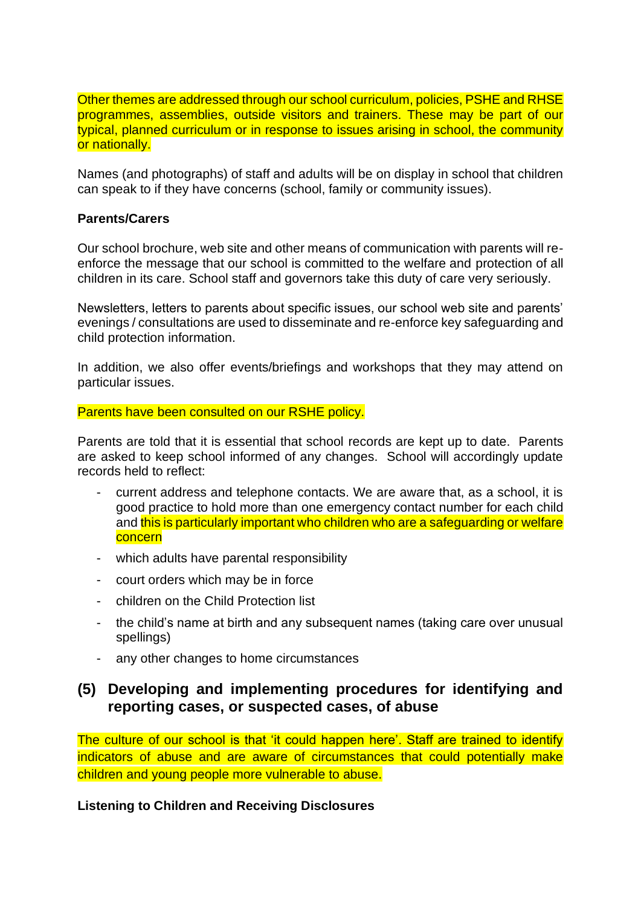Other themes are addressed through our school curriculum, policies, PSHE and RHSE programmes, assemblies, outside visitors and trainers. These may be part of our typical, planned curriculum or in response to issues arising in school, the community or nationally.

Names (and photographs) of staff and adults will be on display in school that children can speak to if they have concerns (school, family or community issues).

**Parents/Carers**

Our school brochure, web site and other means of communication with parents will re-enforce the message that our school is committed to the welfare and protection of all children in its care. School staff and governors take this duty of care very seriously.

Newsletters, letters to parents about specific issues, our school web site and parents' evenings / consultations are used to disseminate and re-enforce key safeguarding and child protection information.

In addition, we also offer events/briefings and workshops that they may attend on particular issues.

Parents have been consulted on our RSHE policy.

Parents are told that it is essential that school records are kept up to date. Parents are asked to keep school informed of any changes. School will accordingly update records held to reflect:

- current address and telephone contacts. We are aware that, as a school, it is good practice to hold more than one emergency contact number for each child and this is particularly important who children who are a safeguarding or welfare concern
- which adults have parental responsibility
- court orders which may be in force
- children on the Child Protection list
- the child's name at birth and any subsequent names (taking care over unusual spellings)
- any other changes to home circumstances

## (5) Developing and implementing procedures for identifying and reporting cases, or suspected cases, of abuse

The culture of our school is that 'it could happen here'. Staff are trained to identify indicators of abuse and are aware of circumstances that could potentially make children and young people more vulnerable to abuse.

**Listening to Children and Receiving Disclosures**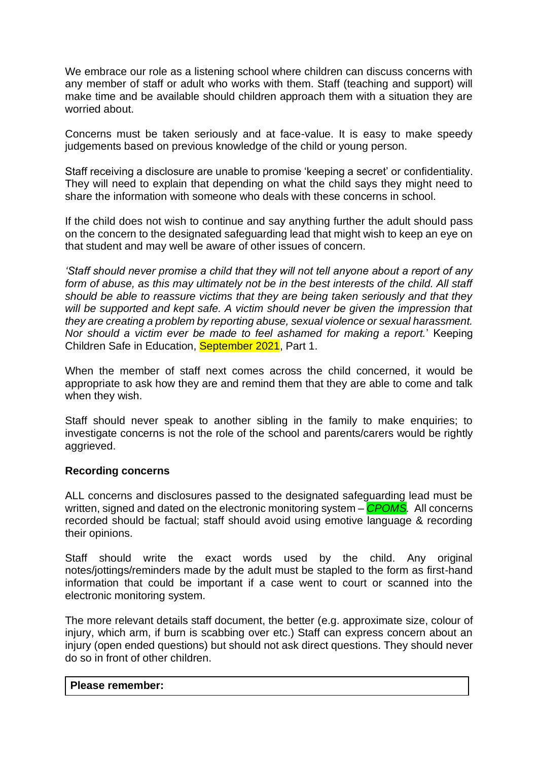We embrace our role as a listening school where children can discuss concerns with any member of staff or adult who works with them. Staff (teaching and support) will make time and be available should children approach them with a situation they are worried about.

Concerns must be taken seriously and at face-value. It is easy to make speedy judgements based on previous knowledge of the child or young person.

Staff receiving a disclosure are unable to promise 'keeping a secret' or confidentiality. They will need to explain that depending on what the child says they might need to share the information with someone who deals with these concerns in school.

If the child does not wish to continue and say anything further the adult should pass on the concern to the designated safeguarding lead that might wish to keep an eye on that student and may well be aware of other issues of concern.

*'Staff should never promise a child that they will not tell anyone about a report of any form of abuse, as this may ultimately not be in the best interests of the child. All staff should be able to reassure victims that they are being taken seriously and that they will be supported and kept safe. A victim should never be given the impression that they are creating a problem by reporting abuse, sexual violence or sexual harassment. Nor should a victim ever be made to feel ashamed for making a report.*' Keeping Children Safe in Education, September 2021, Part 1.

When the member of staff next comes across the child concerned, it would be appropriate to ask how they are and remind them that they are able to come and talk when they wish.

Staff should never speak to another sibling in the family to make enquiries; to investigate concerns is not the role of the school and parents/carers would be rightly aggrieved.

**Recording concerns**

ALL concerns and disclosures passed to the designated safeguarding lead must be written, signed and dated on the electronic monitoring system – *CPOMS*. All concerns recorded should be factual; staff should avoid using emotive language & recording their opinions.

Staff should write the exact words used by the child. Any original notes/jottings/reminders made by the adult must be stapled to the form as first-hand information that could be important if a case went to court or scanned into the electronic monitoring system.

The more relevant details staff document, the better (e.g. approximate size, colour of injury, which arm, if burn is scabbing over etc.) Staff can express concern about an injury (open ended questions) but should not ask direct questions. They should never do so in front of other children.

**Please remember:**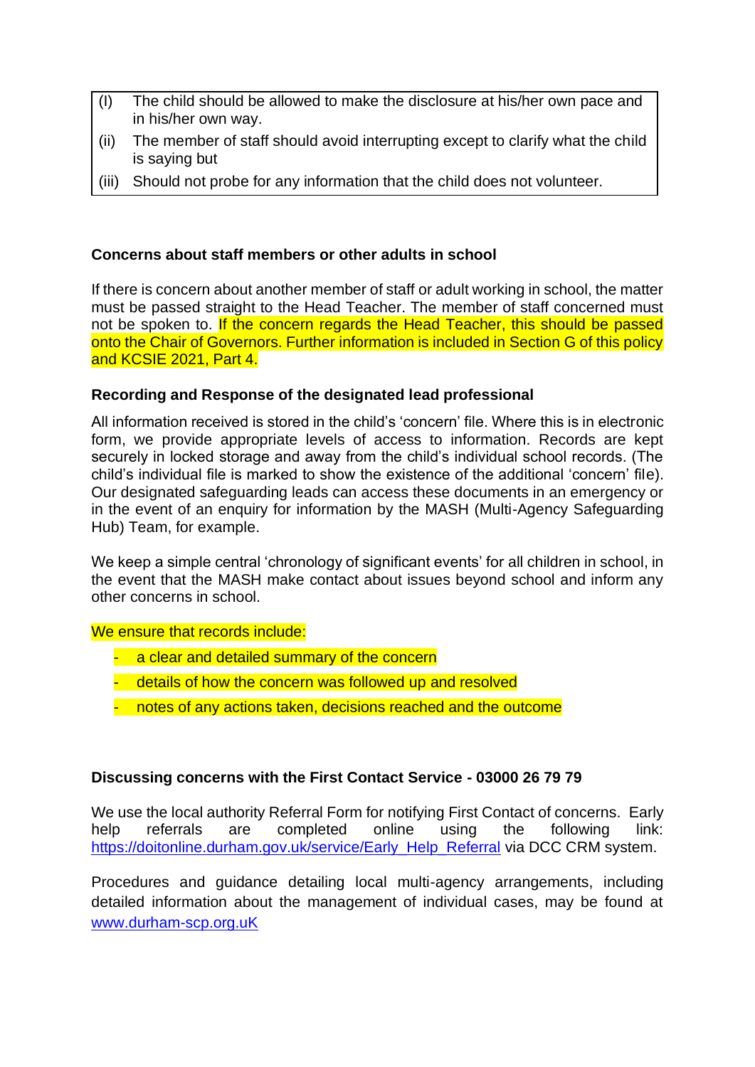| | |
|---|---|
| (I) | The child should be allowed to make the disclosure at his/her own pace and in his/her own way. |
| (ii) | The member of staff should avoid interrupting except to clarify what the child is saying but |
| (iii) | Should not probe for any information that the child does not volunteer. |

**Concerns about staff members or other adults in school**

If there is concern about another member of staff or adult working in school, the matter must be passed straight to the Head Teacher. The member of staff concerned must not be spoken to. If the concern regards the Head Teacher, this should be passed onto the Chair of Governors. Further information is included in Section G of this policy and KCSIE 2021, Part 4.

**Recording and Response of the designated lead professional**

All information received is stored in the child's 'concern' file. Where this is in electronic form, we provide appropriate levels of access to information. Records are kept securely in locked storage and away from the child's individual school records. (The child's individual file is marked to show the existence of the additional 'concern' file). Our designated safeguarding leads can access these documents in an emergency or in the event of an enquiry for information by the MASH (Multi-Agency Safeguarding Hub) Team, for example.

We keep a simple central 'chronology of significant events' for all children in school, in the event that the MASH make contact about issues beyond school and inform any other concerns in school.

We ensure that records include:

- a clear and detailed summary of the concern
- details of how the concern was followed up and resolved
- notes of any actions taken, decisions reached and the outcome

**Discussing concerns with the First Contact Service - 03000 26 79 79**

We use the local authority Referral Form for notifying First Contact of concerns. Early help referrals are completed online using the following link: https://doitonline.durham.gov.uk/service/Early_Help_Referral via DCC CRM system.

Procedures and guidance detailing local multi-agency arrangements, including detailed information about the management of individual cases, may be found at www.durham-scp.org.uK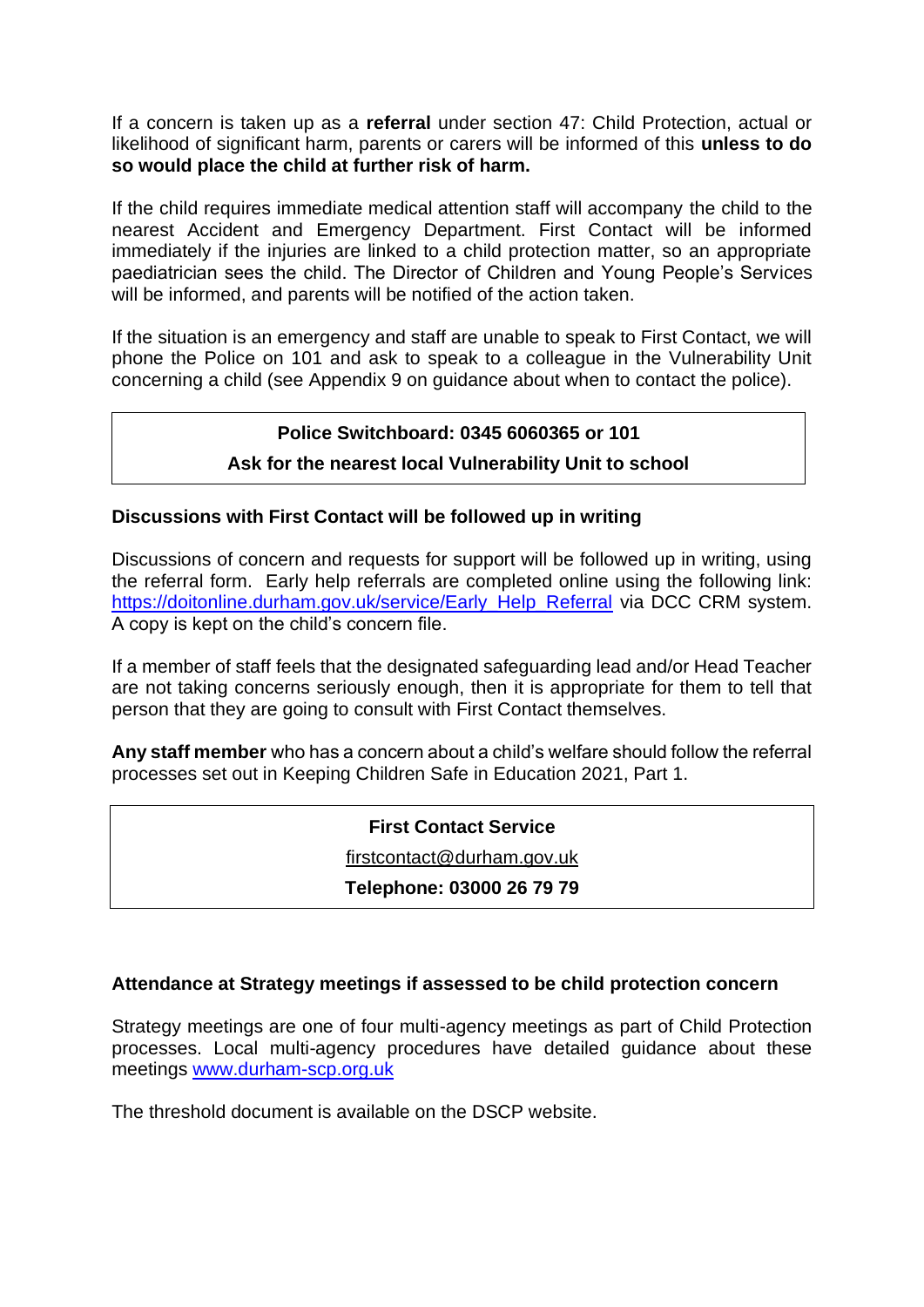If a concern is taken up as a **referral** under section 47: Child Protection, actual or likelihood of significant harm, parents or carers will be informed of this **unless to do so would place the child at further risk of harm.**

If the child requires immediate medical attention staff will accompany the child to the nearest Accident and Emergency Department. First Contact will be informed immediately if the injuries are linked to a child protection matter, so an appropriate paediatrician sees the child. The Director of Children and Young People's Services will be informed, and parents will be notified of the action taken.

If the situation is an emergency and staff are unable to speak to First Contact, we will phone the Police on 101 and ask to speak to a colleague in the Vulnerability Unit concerning a child (see Appendix 9 on guidance about when to contact the police).

**Police Switchboard: 0345 6060365 or 101**

**Ask for the nearest local Vulnerability Unit to school**

**Discussions with First Contact will be followed up in writing**

Discussions of concern and requests for support will be followed up in writing, using the referral form. Early help referrals are completed online using the following link: [https://doitonline.durham.gov.uk/service/Early_Help_Referral](https://doitonline.durham.gov.uk/service/Early_Help_Referral) via DCC CRM system. A copy is kept on the child's concern file.

If a member of staff feels that the designated safeguarding lead and/or Head Teacher are not taking concerns seriously enough, then it is appropriate for them to tell that person that they are going to consult with First Contact themselves.

**Any staff member** who has a concern about a child's welfare should follow the referral processes set out in Keeping Children Safe in Education 2021, Part 1.

**First Contact Service**

[firstcontact@durham.gov.uk](mailto:firstcontact@durham.gov.uk)

**Telephone: 03000 26 79 79**

**Attendance at Strategy meetings if assessed to be child protection concern**

Strategy meetings are one of four multi-agency meetings as part of Child Protection processes. Local multi-agency procedures have detailed guidance about these meetings [www.durham-scp.org.uk](http://www.durham-scp.org.uk)

The threshold document is available on the DSCP website.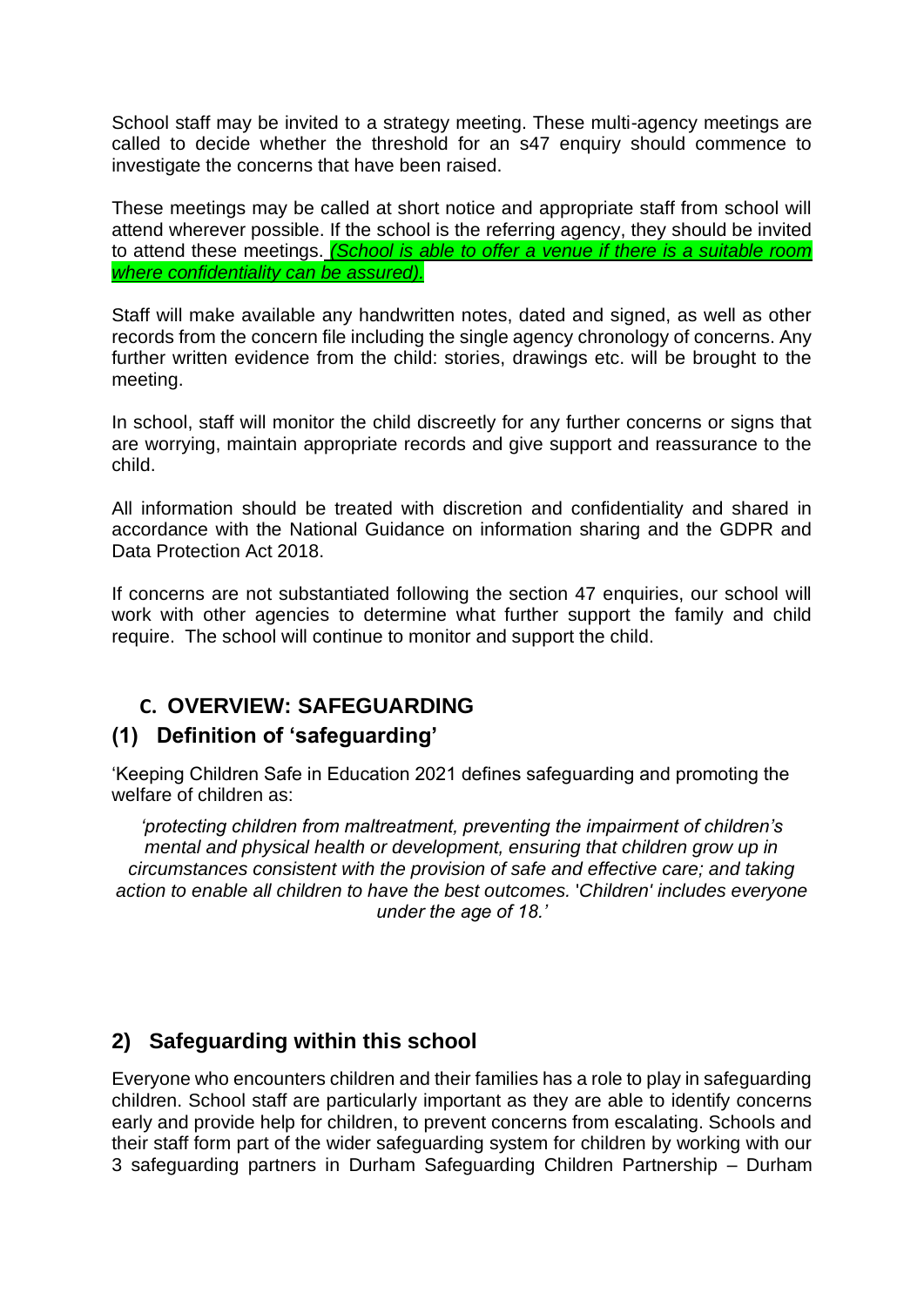School staff may be invited to a strategy meeting. These multi-agency meetings are called to decide whether the threshold for an s47 enquiry should commence to investigate the concerns that have been raised.

These meetings may be called at short notice and appropriate staff from school will attend wherever possible. If the school is the referring agency, they should be invited to attend these meetings. *(School is able to offer a venue if there is a suitable room where confidentiality can be assured).*

Staff will make available any handwritten notes, dated and signed, as well as other records from the concern file including the single agency chronology of concerns. Any further written evidence from the child: stories, drawings etc. will be brought to the meeting.

In school, staff will monitor the child discreetly for any further concerns or signs that are worrying, maintain appropriate records and give support and reassurance to the child.

All information should be treated with discretion and confidentiality and shared in accordance with the National Guidance on information sharing and the GDPR and Data Protection Act 2018.

If concerns are not substantiated following the section 47 enquiries, our school will work with other agencies to determine what further support the family and child require. The school will continue to monitor and support the child.

## C. OVERVIEW: SAFEGUARDING

### (1) Definition of 'safeguarding'

'Keeping Children Safe in Education 2021 defines safeguarding and promoting the welfare of children as:

> *'protecting children from maltreatment, preventing the impairment of children's mental and physical health or development, ensuring that children grow up in circumstances consistent with the provision of safe and effective care; and taking action to enable all children to have the best outcomes. 'Children' includes everyone under the age of 18.'*

### 2) Safeguarding within this school

Everyone who encounters children and their families has a role to play in safeguarding children. School staff are particularly important as they are able to identify concerns early and provide help for children, to prevent concerns from escalating. Schools and their staff form part of the wider safeguarding system for children by working with our 3 safeguarding partners in Durham Safeguarding Children Partnership – Durham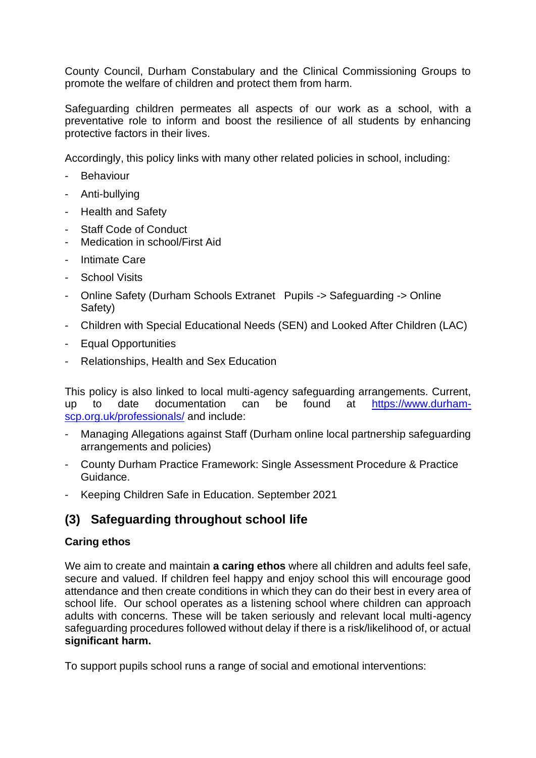County Council, Durham Constabulary and the Clinical Commissioning Groups to promote the welfare of children and protect them from harm.

Safeguarding children permeates all aspects of our work as a school, with a preventative role to inform and boost the resilience of all students by enhancing protective factors in their lives.

Accordingly, this policy links with many other related policies in school, including:

- Behaviour
- Anti-bullying
- Health and Safety
- Staff Code of Conduct
- Medication in school/First Aid
- Intimate Care
- School Visits
- Online Safety (Durham Schools Extranet Pupils -> Safeguarding -> Online Safety)
- Children with Special Educational Needs (SEN) and Looked After Children (LAC)
- Equal Opportunities
- Relationships, Health and Sex Education

This policy is also linked to local multi-agency safeguarding arrangements. Current, up to date documentation can be found at [https://www.durham-scp.org.uk/professionals/](https://www.durham-scp.org.uk/professionals/) and include:

- Managing Allegations against Staff (Durham online local partnership safeguarding arrangements and policies)
- County Durham Practice Framework: Single Assessment Procedure & Practice Guidance.
- Keeping Children Safe in Education. September 2021

## (3) Safeguarding throughout school life

**Caring ethos**

We aim to create and maintain **a caring ethos** where all children and adults feel safe, secure and valued. If children feel happy and enjoy school this will encourage good attendance and then create conditions in which they can do their best in every area of school life. Our school operates as a listening school where children can approach adults with concerns. These will be taken seriously and relevant local multi-agency safeguarding procedures followed without delay if there is a risk/likelihood of, or actual **significant harm.**

To support pupils school runs a range of social and emotional interventions: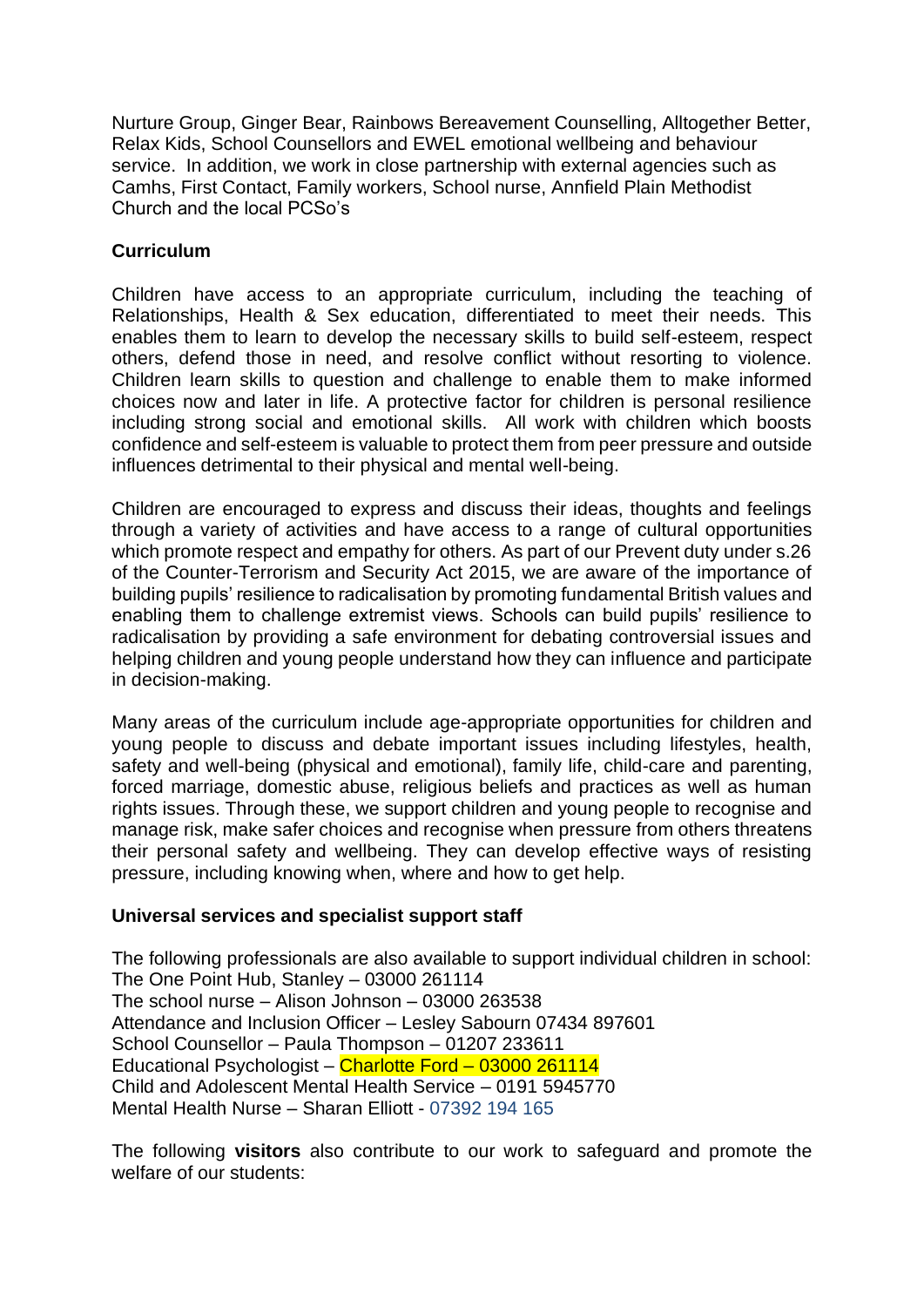Nurture Group, Ginger Bear, Rainbows Bereavement Counselling, Alltogether Better, Relax Kids, School Counsellors and EWEL emotional wellbeing and behaviour service. In addition, we work in close partnership with external agencies such as Camhs, First Contact, Family workers, School nurse, Annfield Plain Methodist Church and the local PCSo's

**Curriculum**

Children have access to an appropriate curriculum, including the teaching of Relationships, Health & Sex education, differentiated to meet their needs. This enables them to learn to develop the necessary skills to build self-esteem, respect others, defend those in need, and resolve conflict without resorting to violence. Children learn skills to question and challenge to enable them to make informed choices now and later in life. A protective factor for children is personal resilience including strong social and emotional skills. All work with children which boosts confidence and self-esteem is valuable to protect them from peer pressure and outside influences detrimental to their physical and mental well-being.

Children are encouraged to express and discuss their ideas, thoughts and feelings through a variety of activities and have access to a range of cultural opportunities which promote respect and empathy for others. As part of our Prevent duty under s.26 of the Counter-Terrorism and Security Act 2015, we are aware of the importance of building pupils' resilience to radicalisation by promoting fundamental British values and enabling them to challenge extremist views. Schools can build pupils' resilience to radicalisation by providing a safe environment for debating controversial issues and helping children and young people understand how they can influence and participate in decision-making.

Many areas of the curriculum include age-appropriate opportunities for children and young people to discuss and debate important issues including lifestyles, health, safety and well-being (physical and emotional), family life, child-care and parenting, forced marriage, domestic abuse, religious beliefs and practices as well as human rights issues. Through these, we support children and young people to recognise and manage risk, make safer choices and recognise when pressure from others threatens their personal safety and wellbeing. They can develop effective ways of resisting pressure, including knowing when, where and how to get help.

**Universal services and specialist support staff**

The following professionals are also available to support individual children in school:
The One Point Hub, Stanley – 03000 261114
The school nurse – Alison Johnson – 03000 263538
Attendance and Inclusion Officer – Lesley Sabourn 07434 897601
School Counsellor – Paula Thompson – 01207 233611
Educational Psychologist – Charlotte Ford – 03000 261114
Child and Adolescent Mental Health Service – 0191 5945770
Mental Health Nurse – Sharan Elliott - 07392 194 165

The following **visitors** also contribute to our work to safeguard and promote the welfare of our students: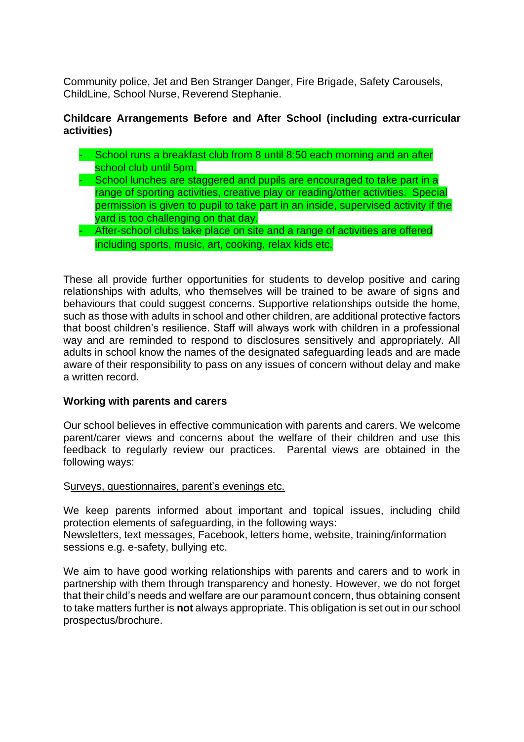Community police, Jet and Ben Stranger Danger, Fire Brigade, Safety Carousels, ChildLine, School Nurse, Reverend Stephanie.

**Childcare Arrangements Before and After School (including extra-curricular activities)**

- School runs a breakfast club from 8 until 8:50 each morning and an after school club until 5pm.
- School lunches are staggered and pupils are encouraged to take part in a range of sporting activities, creative play or reading/other activities. Special permission is given to pupil to take part in an inside, supervised activity if the yard is too challenging on that day.
- After-school clubs take place on site and a range of activities are offered including sports, music, art, cooking, relax kids etc.

These all provide further opportunities for students to develop positive and caring relationships with adults, who themselves will be trained to be aware of signs and behaviours that could suggest concerns. Supportive relationships outside the home, such as those with adults in school and other children, are additional protective factors that boost children's resilience. Staff will always work with children in a professional way and are reminded to respond to disclosures sensitively and appropriately. All adults in school know the names of the designated safeguarding leads and are made aware of their responsibility to pass on any issues of concern without delay and make a written record.

**Working with parents and carers**

Our school believes in effective communication with parents and carers. We welcome parent/carer views and concerns about the welfare of their children and use this feedback to regularly review our practices. Parental views are obtained in the following ways:

Surveys, questionnaires, parent's evenings etc.

We keep parents informed about important and topical issues, including child protection elements of safeguarding, in the following ways:
Newsletters, text messages, Facebook, letters home, website, training/information sessions e.g. e-safety, bullying etc.

We aim to have good working relationships with parents and carers and to work in partnership with them through transparency and honesty. However, we do not forget that their child's needs and welfare are our paramount concern, thus obtaining consent to take matters further is **not** always appropriate. This obligation is set out in our school prospectus/brochure.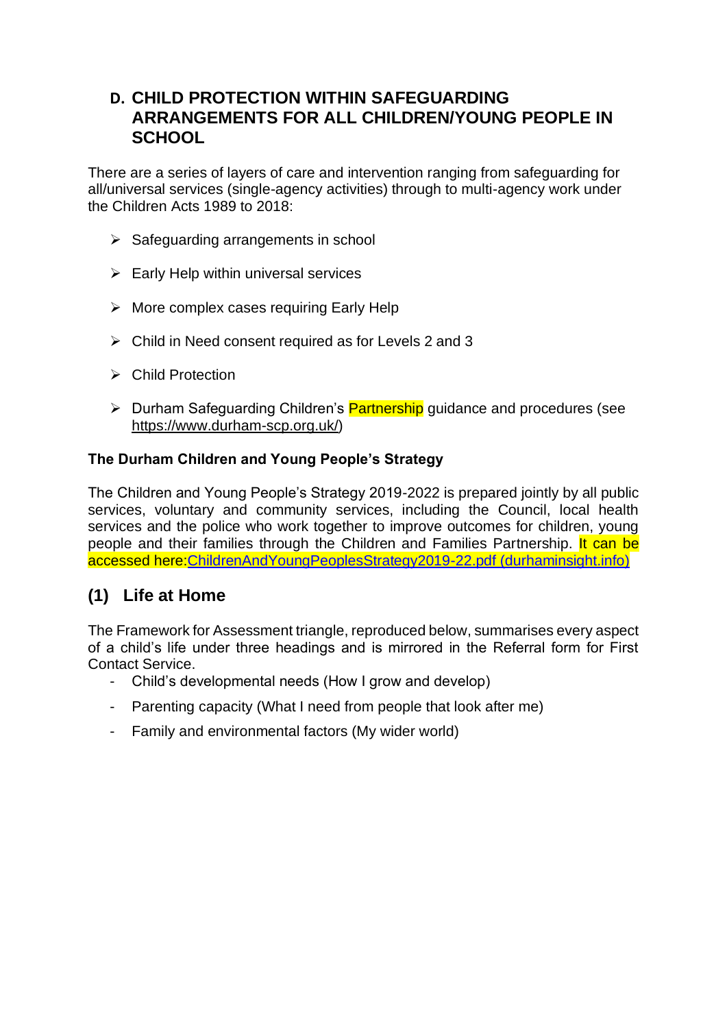## D. CHILD PROTECTION WITHIN SAFEGUARDING ARRANGEMENTS FOR ALL CHILDREN/YOUNG PEOPLE IN SCHOOL

There are a series of layers of care and intervention ranging from safeguarding for all/universal services (single-agency activities) through to multi-agency work under the Children Acts 1989 to 2018:

- Safeguarding arrangements in school
- Early Help within universal services
- More complex cases requiring Early Help
- Child in Need consent required as for Levels 2 and 3
- Child Protection
- Durham Safeguarding Children's Partnership guidance and procedures (see https://www.durham-scp.org.uk/)

**The Durham Children and Young People's Strategy**

The Children and Young People's Strategy 2019-2022 is prepared jointly by all public services, voluntary and community services, including the Council, local health services and the police who work together to improve outcomes for children, young people and their families through the Children and Families Partnership. It can be accessed here:ChildrenAndYoungPeoplesStrategy2019-22.pdf (durhaminsight.info)

## (1) Life at Home

The Framework for Assessment triangle, reproduced below, summarises every aspect of a child's life under three headings and is mirrored in the Referral form for First Contact Service.

- Child's developmental needs (How I grow and develop)
- Parenting capacity (What I need from people that look after me)
- Family and environmental factors (My wider world)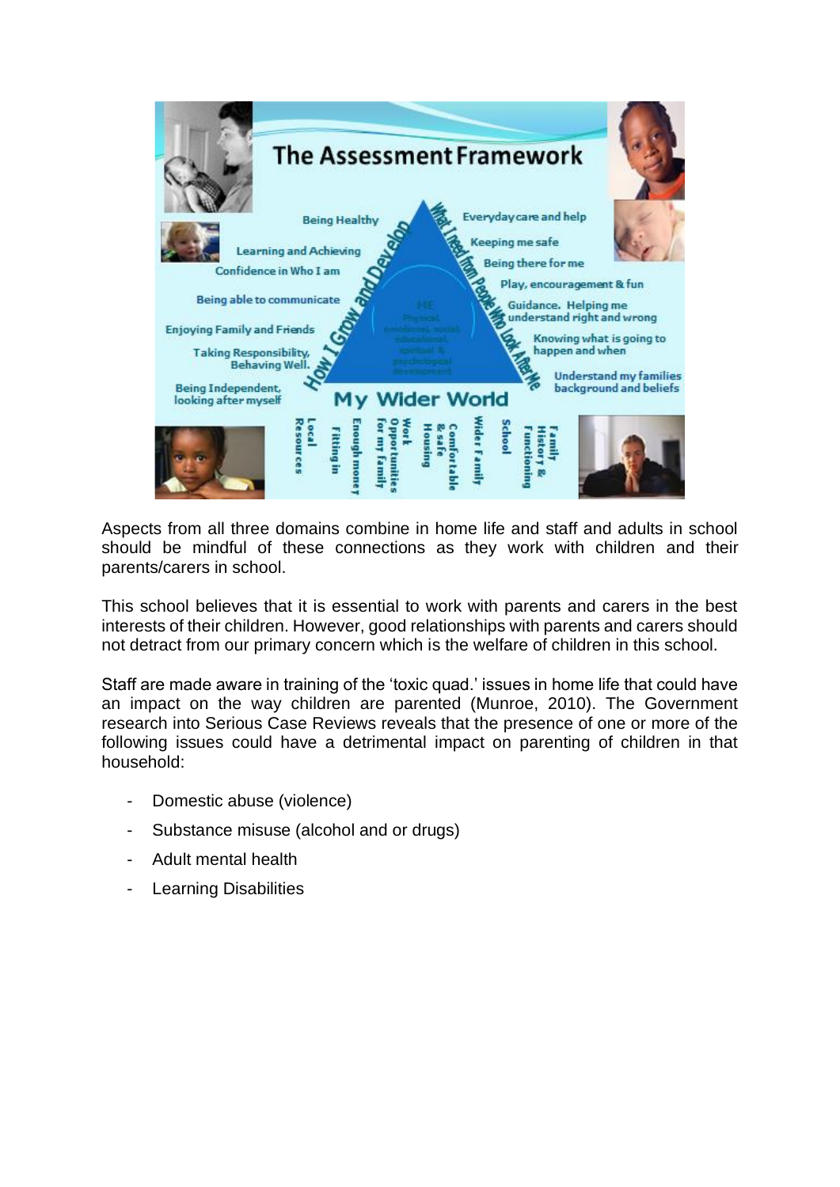# The Assessment Framework

**How I Grow and Develop**

- Being Healthy
- Learning and Achieving
- Confidence in Who I am
- Being able to communicate
- Enjoying Family and Friends
- Taking Responsibility, Behaving Well.
- Being Independent, looking after myself

**What I need from People Who Look After Me**

- Everyday care and help
- Keeping me safe
- Being there for me
- Play, encouragement & fun
- Guidance. Helping me understand right and wrong
- Knowing what is going to happen and when
- Understand my families background and beliefs

**ME**

Physical, emotional, social, educational, spiritual & psychological development

**My Wider World**

- Local Resources
- Fitting in
- Enough money
- Work Opportunities for my family
- Comfortable & safe Housing
- Wider Family
- School
- Family History & Functioning

Aspects from all three domains combine in home life and staff and adults in school should be mindful of these connections as they work with children and their parents/carers in school.

This school believes that it is essential to work with parents and carers in the best interests of their children. However, good relationships with parents and carers should not detract from our primary concern which is the welfare of children in this school.

Staff are made aware in training of the 'toxic quad.' issues in home life that could have an impact on the way children are parented (Munroe, 2010). The Government research into Serious Case Reviews reveals that the presence of one or more of the following issues could have a detrimental impact on parenting of children in that household:

- Domestic abuse (violence)
- Substance misuse (alcohol and or drugs)
- Adult mental health
- Learning Disabilities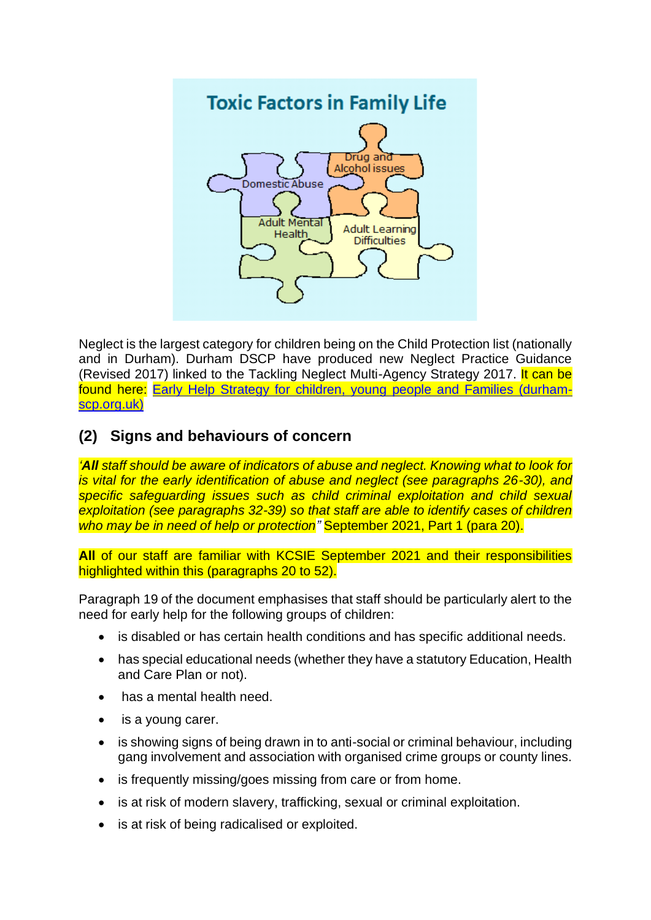Toxic Factors in Family Life

Domestic Abuse

Drug and Alcohol issues

Adult Mental Health

Adult Learning Difficulties

Neglect is the largest category for children being on the Child Protection list (nationally and in Durham). Durham DSCP have produced new Neglect Practice Guidance (Revised 2017) linked to the Tackling Neglect Multi-Agency Strategy 2017. It can be found here: [Early Help Strategy for children, young people and Families (durham-scp.org.uk)](durham-scp.org.uk)

## (2) Signs and behaviours of concern

*'**All** staff should be aware of indicators of abuse and neglect. Knowing what to look for is vital for the early identification of abuse and neglect (see paragraphs 26-30), and specific safeguarding issues such as child criminal exploitation and child sexual exploitation (see paragraphs 32-39) so that staff are able to identify cases of children who may be in need of help or protection"* September 2021, Part 1 (para 20).

**All** of our staff are familiar with KCSIE September 2021 and their responsibilities highlighted within this (paragraphs 20 to 52).

Paragraph 19 of the document emphasises that staff should be particularly alert to the need for early help for the following groups of children:

- is disabled or has certain health conditions and has specific additional needs.
- has special educational needs (whether they have a statutory Education, Health and Care Plan or not).
- has a mental health need.
- is a young carer.
- is showing signs of being drawn in to anti-social or criminal behaviour, including gang involvement and association with organised crime groups or county lines.
- is frequently missing/goes missing from care or from home.
- is at risk of modern slavery, trafficking, sexual or criminal exploitation.
- is at risk of being radicalised or exploited.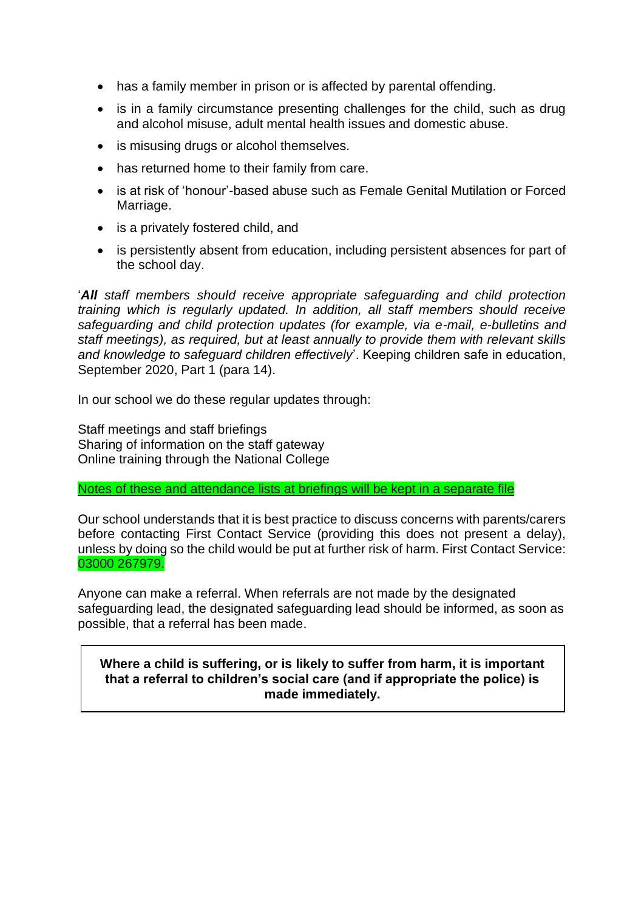- has a family member in prison or is affected by parental offending.
- is in a family circumstance presenting challenges for the child, such as drug and alcohol misuse, adult mental health issues and domestic abuse.
- is misusing drugs or alcohol themselves.
- has returned home to their family from care.
- is at risk of 'honour'-based abuse such as Female Genital Mutilation or Forced Marriage.
- is a privately fostered child, and
- is persistently absent from education, including persistent absences for part of the school day.

'***All** staff members should receive appropriate safeguarding and child protection training which is regularly updated. In addition, all staff members should receive safeguarding and child protection updates (for example, via e-mail, e-bulletins and staff meetings), as required, but at least annually to provide them with relevant skills and knowledge to safeguard children effectively*'. Keeping children safe in education, September 2020, Part 1 (para 14).

In our school we do these regular updates through:

Staff meetings and staff briefings
Sharing of information on the staff gateway
Online training through the National College

Notes of these and attendance lists at briefings will be kept in a separate file

Our school understands that it is best practice to discuss concerns with parents/carers before contacting First Contact Service (providing this does not present a delay), unless by doing so the child would be put at further risk of harm. First Contact Service: 03000 267979.

Anyone can make a referral. When referrals are not made by the designated safeguarding lead, the designated safeguarding lead should be informed, as soon as possible, that a referral has been made.

**Where a child is suffering, or is likely to suffer from harm, it is important that a referral to children's social care (and if appropriate the police) is made immediately.**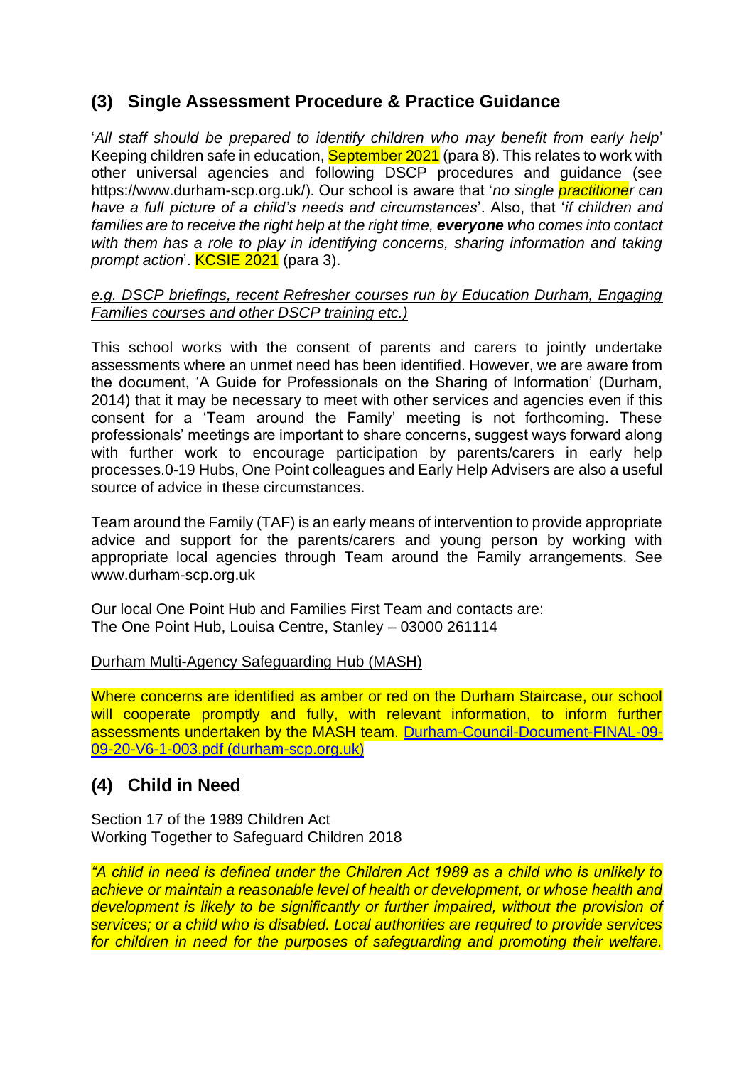## (3) Single Assessment Procedure & Practice Guidance

'*All staff should be prepared to identify children who may benefit from early help*' Keeping children safe in education, September 2021 (para 8). This relates to work with other universal agencies and following DSCP procedures and guidance (see https://www.durham-scp.org.uk/). Our school is aware that '*no single practitioner can have a full picture of a child's needs and circumstances*'. Also, that '*if children and families are to receive the right help at the right time, **everyone** who comes into contact with them has a role to play in identifying concerns, sharing information and taking prompt action*'. KCSIE 2021 (para 3).

*e.g. DSCP briefings, recent Refresher courses run by Education Durham, Engaging Families courses and other DSCP training etc.)*

This school works with the consent of parents and carers to jointly undertake assessments where an unmet need has been identified. However, we are aware from the document, 'A Guide for Professionals on the Sharing of Information' (Durham, 2014) that it may be necessary to meet with other services and agencies even if this consent for a 'Team around the Family' meeting is not forthcoming. These professionals' meetings are important to share concerns, suggest ways forward along with further work to encourage participation by parents/carers in early help processes.0-19 Hubs, One Point colleagues and Early Help Advisers are also a useful source of advice in these circumstances.

Team around the Family (TAF) is an early means of intervention to provide appropriate advice and support for the parents/carers and young person by working with appropriate local agencies through Team around the Family arrangements. See www.durham-scp.org.uk

Our local One Point Hub and Families First Team and contacts are:
The One Point Hub, Louisa Centre, Stanley – 03000 261114

Durham Multi-Agency Safeguarding Hub (MASH)

Where concerns are identified as amber or red on the Durham Staircase, our school will cooperate promptly and fully, with relevant information, to inform further assessments undertaken by the MASH team. Durham-Council-Document-FINAL-09-09-20-V6-1-003.pdf (durham-scp.org.uk)

## (4) Child in Need

Section 17 of the 1989 Children Act
Working Together to Safeguard Children 2018

*"A child in need is defined under the Children Act 1989 as a child who is unlikely to achieve or maintain a reasonable level of health or development, or whose health and development is likely to be significantly or further impaired, without the provision of services; or a child who is disabled. Local authorities are required to provide services for children in need for the purposes of safeguarding and promoting their welfare.*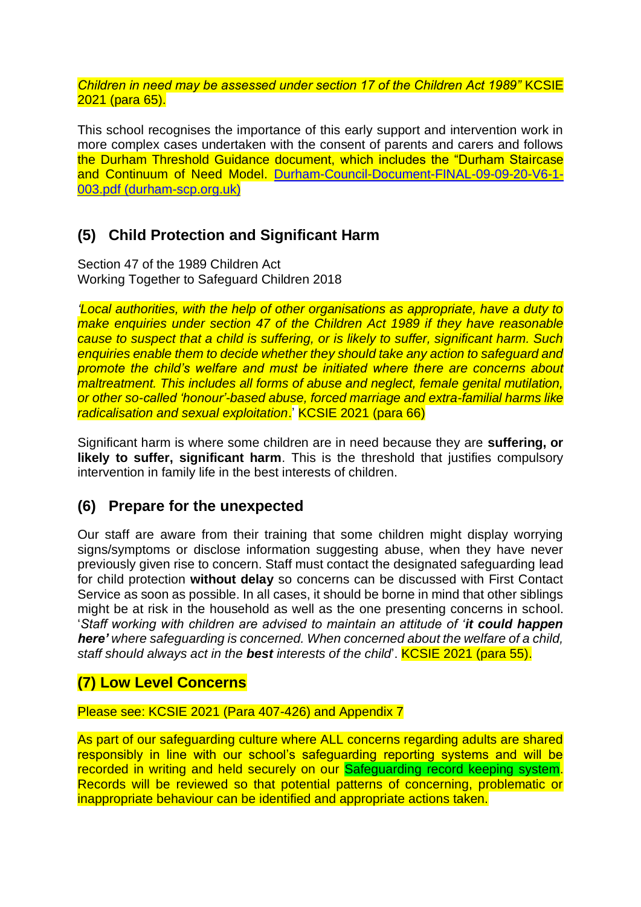*Children in need may be assessed under section 17 of the Children Act 1989"* KCSIE 2021 (para 65).

This school recognises the importance of this early support and intervention work in more complex cases undertaken with the consent of parents and carers and follows the Durham Threshold Guidance document, which includes the "Durham Staircase and Continuum of Need Model. [Durham-Council-Document-FINAL-09-09-20-V6-1-003.pdf (durham-scp.org.uk)](Durham-Council-Document-FINAL-09-09-20-V6-1-003.pdf)

## (5) Child Protection and Significant Harm

Section 47 of the 1989 Children Act
Working Together to Safeguard Children 2018

*'Local authorities, with the help of other organisations as appropriate, have a duty to make enquiries under section 47 of the Children Act 1989 if they have reasonable cause to suspect that a child is suffering, or is likely to suffer, significant harm. Such enquiries enable them to decide whether they should take any action to safeguard and promote the child's welfare and must be initiated where there are concerns about maltreatment. This includes all forms of abuse and neglect, female genital mutilation, or other so-called 'honour'-based abuse, forced marriage and extra-familial harms like radicalisation and sexual exploitation.'* KCSIE 2021 (para 66)

Significant harm is where some children are in need because they are **suffering, or likely to suffer, significant harm**. This is the threshold that justifies compulsory intervention in family life in the best interests of children.

## (6) Prepare for the unexpected

Our staff are aware from their training that some children might display worrying signs/symptoms or disclose information suggesting abuse, when they have never previously given rise to concern. Staff must contact the designated safeguarding lead for child protection **without delay** so concerns can be discussed with First Contact Service as soon as possible. In all cases, it should be borne in mind that other siblings might be at risk in the household as well as the one presenting concerns in school. '*Staff working with children are advised to maintain an attitude of '**it could happen here'** where safeguarding is concerned. When concerned about the welfare of a child, staff should always act in the **best** interests of the child*'. KCSIE 2021 (para 55).

## (7) Low Level Concerns

Please see: KCSIE 2021 (Para 407-426) and Appendix 7

As part of our safeguarding culture where ALL concerns regarding adults are shared responsibly in line with our school's safeguarding reporting systems and will be recorded in writing and held securely on our Safeguarding record keeping system. Records will be reviewed so that potential patterns of concerning, problematic or inappropriate behaviour can be identified and appropriate actions taken.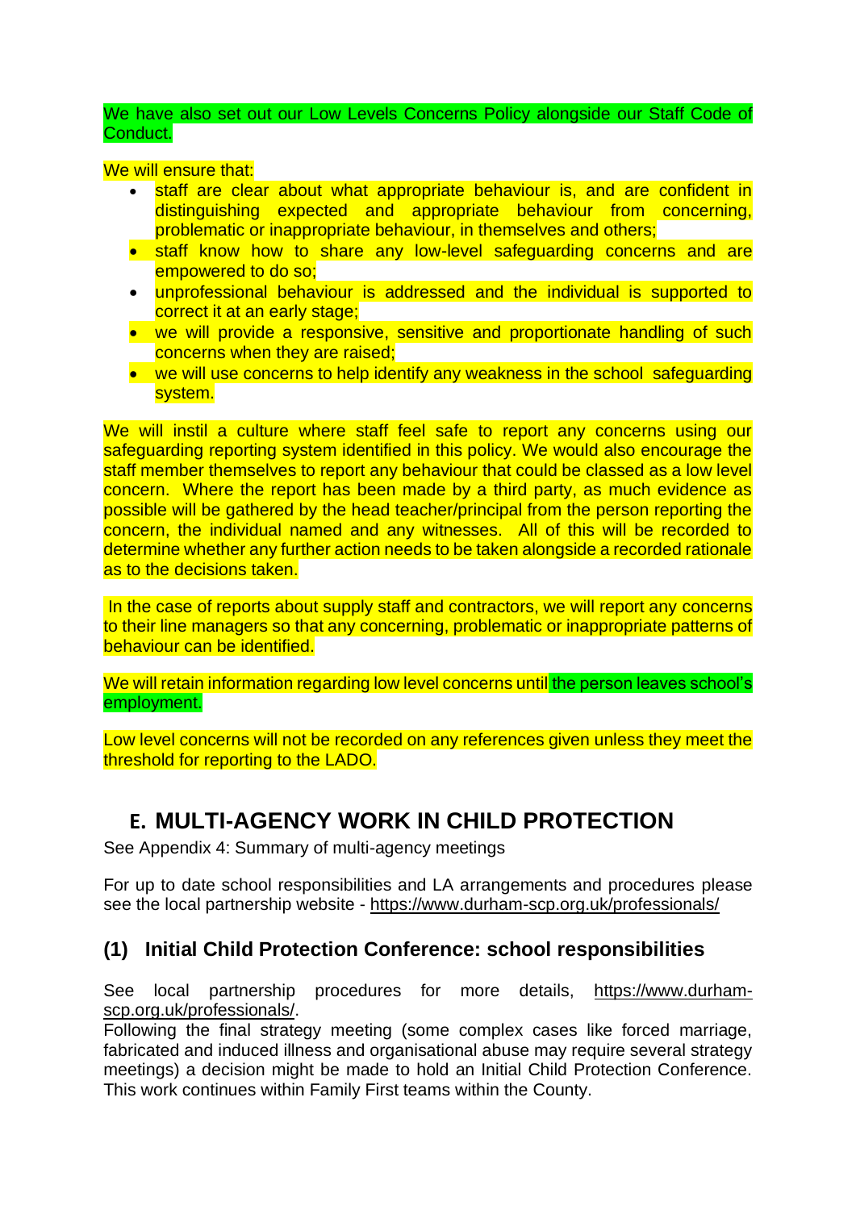We have also set out our Low Levels Concerns Policy alongside our Staff Code of Conduct.

We will ensure that:

- staff are clear about what appropriate behaviour is, and are confident in distinguishing expected and appropriate behaviour from concerning, problematic or inappropriate behaviour, in themselves and others;
- staff know how to share any low-level safeguarding concerns and are empowered to do so;
- unprofessional behaviour is addressed and the individual is supported to correct it at an early stage;
- we will provide a responsive, sensitive and proportionate handling of such concerns when they are raised;
- we will use concerns to help identify any weakness in the school safeguarding system.

We will instil a culture where staff feel safe to report any concerns using our safeguarding reporting system identified in this policy. We would also encourage the staff member themselves to report any behaviour that could be classed as a low level concern. Where the report has been made by a third party, as much evidence as possible will be gathered by the head teacher/principal from the person reporting the concern, the individual named and any witnesses. All of this will be recorded to determine whether any further action needs to be taken alongside a recorded rationale as to the decisions taken.

In the case of reports about supply staff and contractors, we will report any concerns to their line managers so that any concerning, problematic or inappropriate patterns of behaviour can be identified.

We will retain information regarding low level concerns until the person leaves school's employment.

Low level concerns will not be recorded on any references given unless they meet the threshold for reporting to the LADO.

## E. MULTI-AGENCY WORK IN CHILD PROTECTION

See Appendix 4: Summary of multi-agency meetings

For up to date school responsibilities and LA arrangements and procedures please see the local partnership website - https://www.durham-scp.org.uk/professionals/

### (1) Initial Child Protection Conference: school responsibilities

See local partnership procedures for more details, https://www.durham-scp.org.uk/professionals/.
Following the final strategy meeting (some complex cases like forced marriage, fabricated and induced illness and organisational abuse may require several strategy meetings) a decision might be made to hold an Initial Child Protection Conference. This work continues within Family First teams within the County.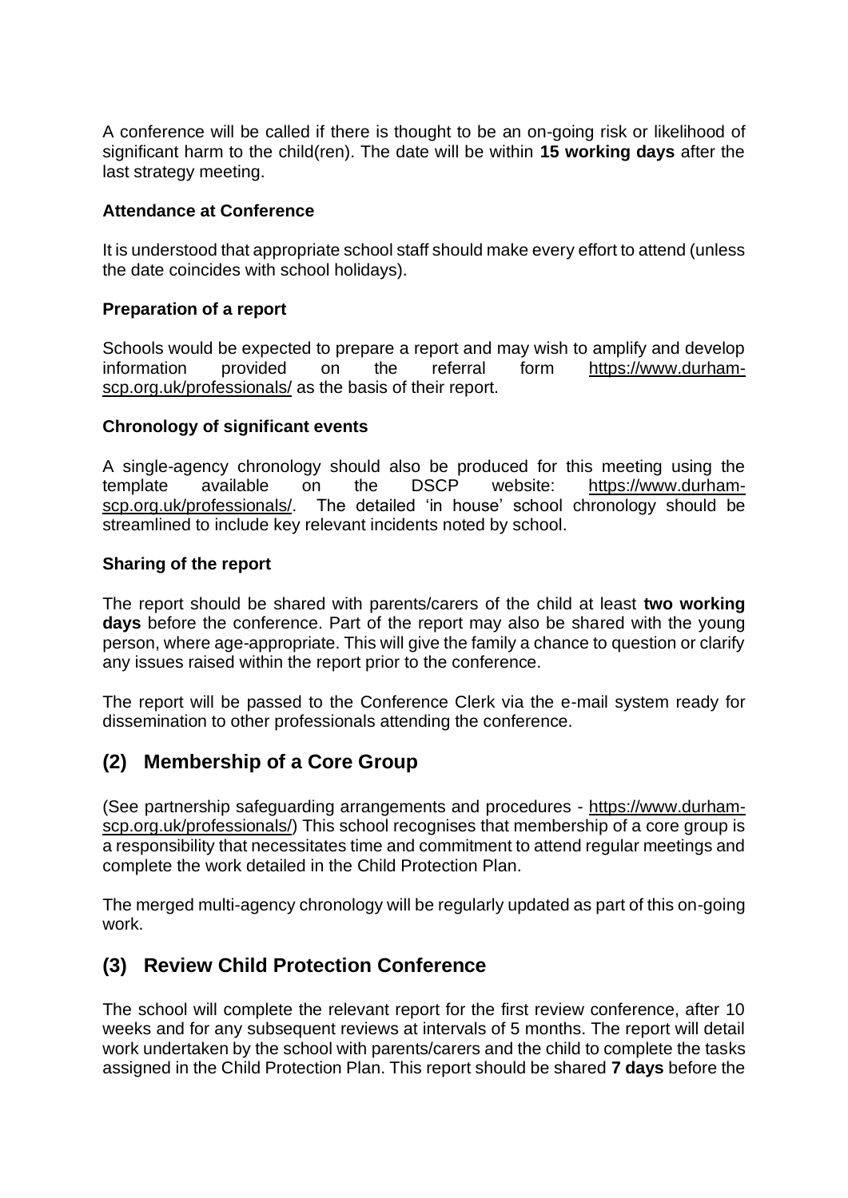A conference will be called if there is thought to be an on-going risk or likelihood of significant harm to the child(ren). The date will be within **15 working days** after the last strategy meeting.

**Attendance at Conference**

It is understood that appropriate school staff should make every effort to attend (unless the date coincides with school holidays).

**Preparation of a report**

Schools would be expected to prepare a report and may wish to amplify and develop information provided on the referral form https://www.durham-scp.org.uk/professionals/ as the basis of their report.

**Chronology of significant events**

A single-agency chronology should also be produced for this meeting using the template available on the DSCP website: https://www.durham-scp.org.uk/professionals/. The detailed 'in house' school chronology should be streamlined to include key relevant incidents noted by school.

**Sharing of the report**

The report should be shared with parents/carers of the child at least **two working days** before the conference. Part of the report may also be shared with the young person, where age-appropriate. This will give the family a chance to question or clarify any issues raised within the report prior to the conference.

The report will be passed to the Conference Clerk via the e-mail system ready for dissemination to other professionals attending the conference.

## (2) Membership of a Core Group

(See partnership safeguarding arrangements and procedures - https://www.durham-scp.org.uk/professionals/) This school recognises that membership of a core group is a responsibility that necessitates time and commitment to attend regular meetings and complete the work detailed in the Child Protection Plan.

The merged multi-agency chronology will be regularly updated as part of this on-going work.

## (3) Review Child Protection Conference

The school will complete the relevant report for the first review conference, after 10 weeks and for any subsequent reviews at intervals of 5 months. The report will detail work undertaken by the school with parents/carers and the child to complete the tasks assigned in the Child Protection Plan. This report should be shared **7 days** before the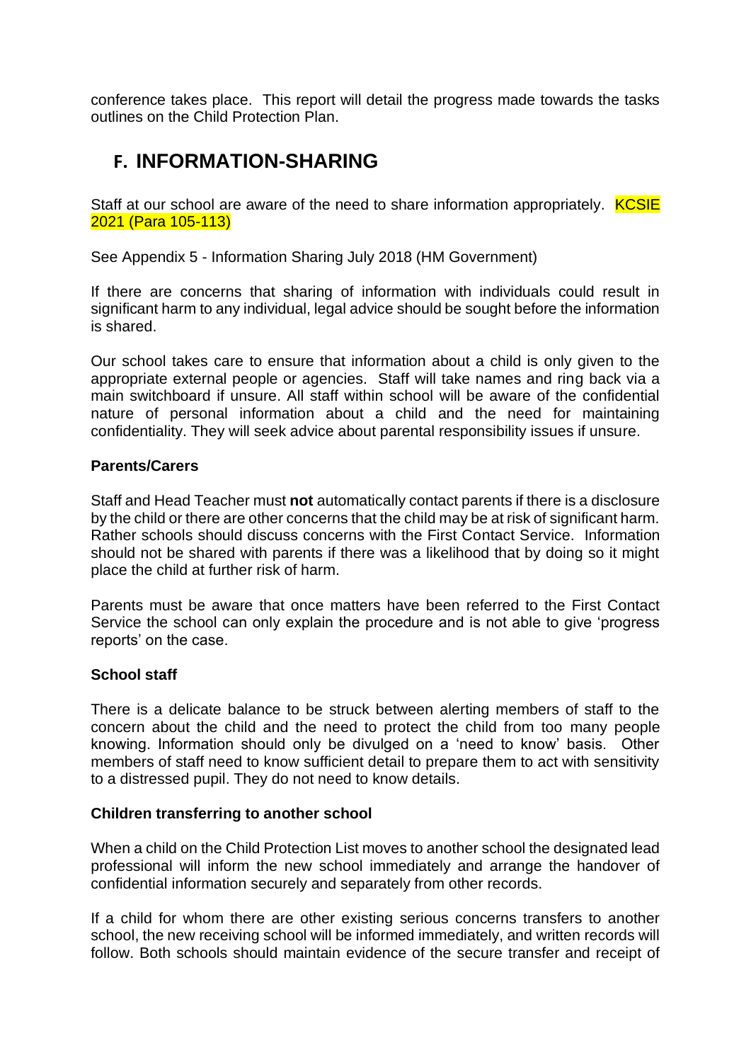conference takes place. This report will detail the progress made towards the tasks outlines on the Child Protection Plan.

## F. INFORMATION-SHARING

Staff at our school are aware of the need to share information appropriately. KCSIE 2021 (Para 105-113)

See Appendix 5 - Information Sharing July 2018 (HM Government)

If there are concerns that sharing of information with individuals could result in significant harm to any individual, legal advice should be sought before the information is shared.

Our school takes care to ensure that information about a child is only given to the appropriate external people or agencies. Staff will take names and ring back via a main switchboard if unsure. All staff within school will be aware of the confidential nature of personal information about a child and the need for maintaining confidentiality. They will seek advice about parental responsibility issues if unsure.

**Parents/Carers**

Staff and Head Teacher must **not** automatically contact parents if there is a disclosure by the child or there are other concerns that the child may be at risk of significant harm. Rather schools should discuss concerns with the First Contact Service. Information should not be shared with parents if there was a likelihood that by doing so it might place the child at further risk of harm.

Parents must be aware that once matters have been referred to the First Contact Service the school can only explain the procedure and is not able to give 'progress reports' on the case.

**School staff**

There is a delicate balance to be struck between alerting members of staff to the concern about the child and the need to protect the child from too many people knowing. Information should only be divulged on a 'need to know' basis. Other members of staff need to know sufficient detail to prepare them to act with sensitivity to a distressed pupil. They do not need to know details.

**Children transferring to another school**

When a child on the Child Protection List moves to another school the designated lead professional will inform the new school immediately and arrange the handover of confidential information securely and separately from other records.

If a child for whom there are other existing serious concerns transfers to another school, the new receiving school will be informed immediately, and written records will follow. Both schools should maintain evidence of the secure transfer and receipt of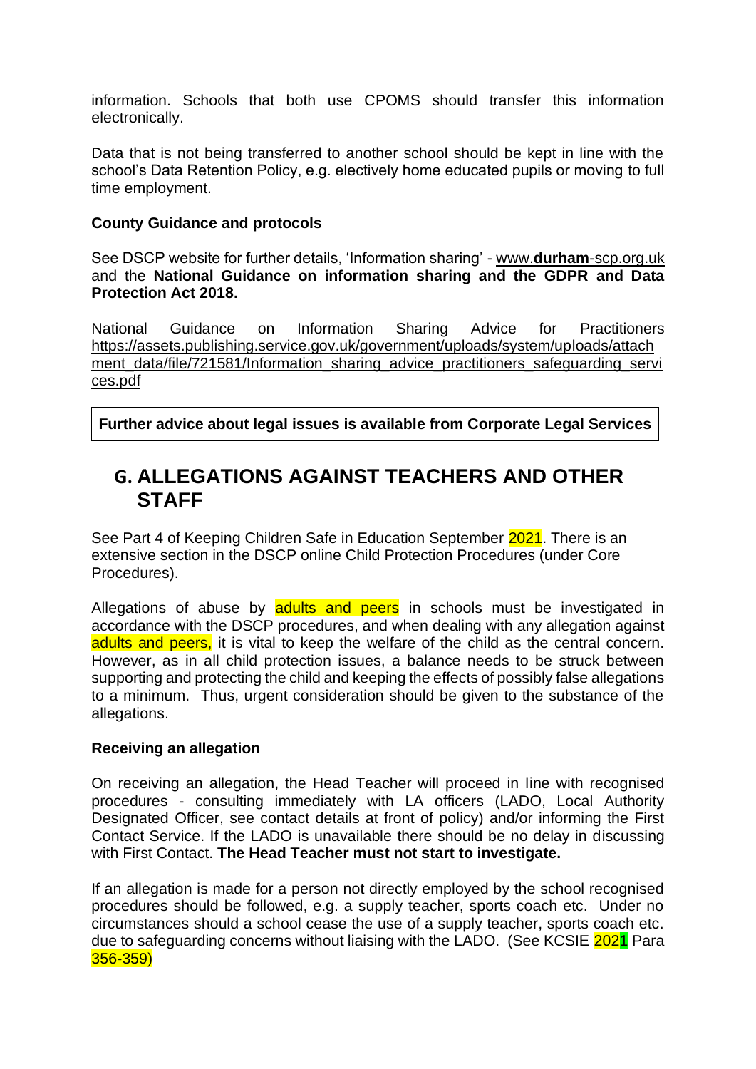information. Schools that both use CPOMS should transfer this information electronically.

Data that is not being transferred to another school should be kept in line with the school's Data Retention Policy, e.g. electively home educated pupils or moving to full time employment.

**County Guidance and protocols**

See DSCP website for further details, 'Information sharing' - www.**durham**-scp.org.uk and the **National Guidance on information sharing and the GDPR and Data Protection Act 2018.**

National Guidance on Information Sharing Advice for Practitioners https://assets.publishing.service.gov.uk/government/uploads/system/uploads/attachment_data/file/721581/Information_sharing_advice_practitioners_safeguarding_services.pdf

**Further advice about legal issues is available from Corporate Legal Services**

## G. ALLEGATIONS AGAINST TEACHERS AND OTHER STAFF

See Part 4 of Keeping Children Safe in Education September 2021. There is an extensive section in the DSCP online Child Protection Procedures (under Core Procedures).

Allegations of abuse by adults and peers in schools must be investigated in accordance with the DSCP procedures, and when dealing with any allegation against adults and peers, it is vital to keep the welfare of the child as the central concern. However, as in all child protection issues, a balance needs to be struck between supporting and protecting the child and keeping the effects of possibly false allegations to a minimum. Thus, urgent consideration should be given to the substance of the allegations.

**Receiving an allegation**

On receiving an allegation, the Head Teacher will proceed in line with recognised procedures - consulting immediately with LA officers (LADO, Local Authority Designated Officer, see contact details at front of policy) and/or informing the First Contact Service. If the LADO is unavailable there should be no delay in discussing with First Contact. **The Head Teacher must not start to investigate.**

If an allegation is made for a person not directly employed by the school recognised procedures should be followed, e.g. a supply teacher, sports coach etc. Under no circumstances should a school cease the use of a supply teacher, sports coach etc. due to safeguarding concerns without liaising with the LADO. (See KCSIE 2021 Para 356-359)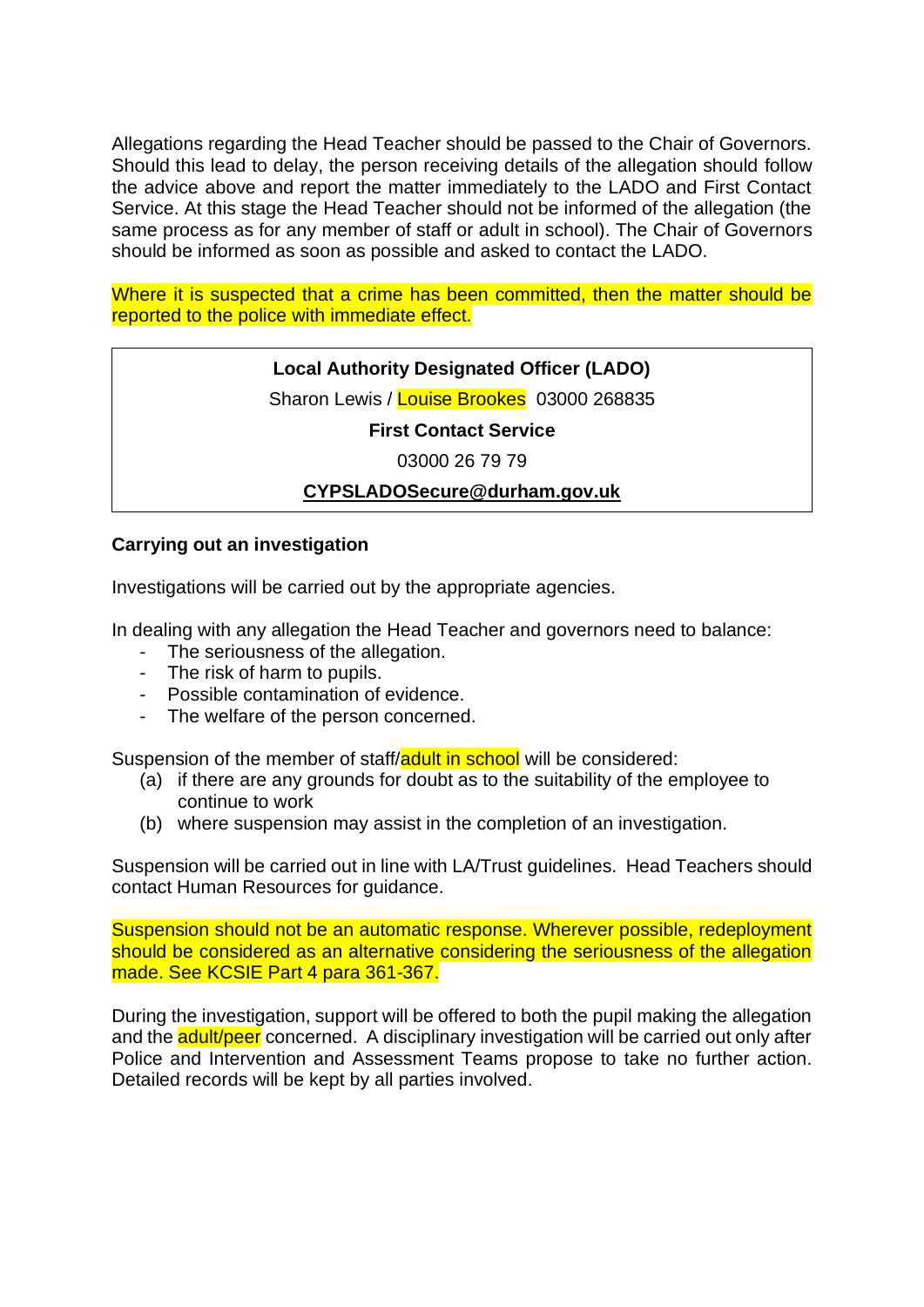Allegations regarding the Head Teacher should be passed to the Chair of Governors. Should this lead to delay, the person receiving details of the allegation should follow the advice above and report the matter immediately to the LADO and First Contact Service. At this stage the Head Teacher should not be informed of the allegation (the same process as for any member of staff or adult in school). The Chair of Governors should be informed as soon as possible and asked to contact the LADO.

Where it is suspected that a crime has been committed, then the matter should be reported to the police with immediate effect.

| **Local Authority Designated Officer (LADO)** |
|---|
| Sharon Lewis / Louise Brookes  03000 268835 |
| **First Contact Service** |
| 03000 26 79 79 |
| **CYPSLADOSecure@durham.gov.uk** |

**Carrying out an investigation**

Investigations will be carried out by the appropriate agencies.

In dealing with any allegation the Head Teacher and governors need to balance:

- The seriousness of the allegation.
- The risk of harm to pupils.
- Possible contamination of evidence.
- The welfare of the person concerned.

Suspension of the member of staff/adult in school will be considered:

(a) if there are any grounds for doubt as to the suitability of the employee to continue to work
(b) where suspension may assist in the completion of an investigation.

Suspension will be carried out in line with LA/Trust guidelines. Head Teachers should contact Human Resources for guidance.

Suspension should not be an automatic response. Wherever possible, redeployment should be considered as an alternative considering the seriousness of the allegation made. See KCSIE Part 4 para 361-367.

During the investigation, support will be offered to both the pupil making the allegation and the adult/peer concerned. A disciplinary investigation will be carried out only after Police and Intervention and Assessment Teams propose to take no further action. Detailed records will be kept by all parties involved.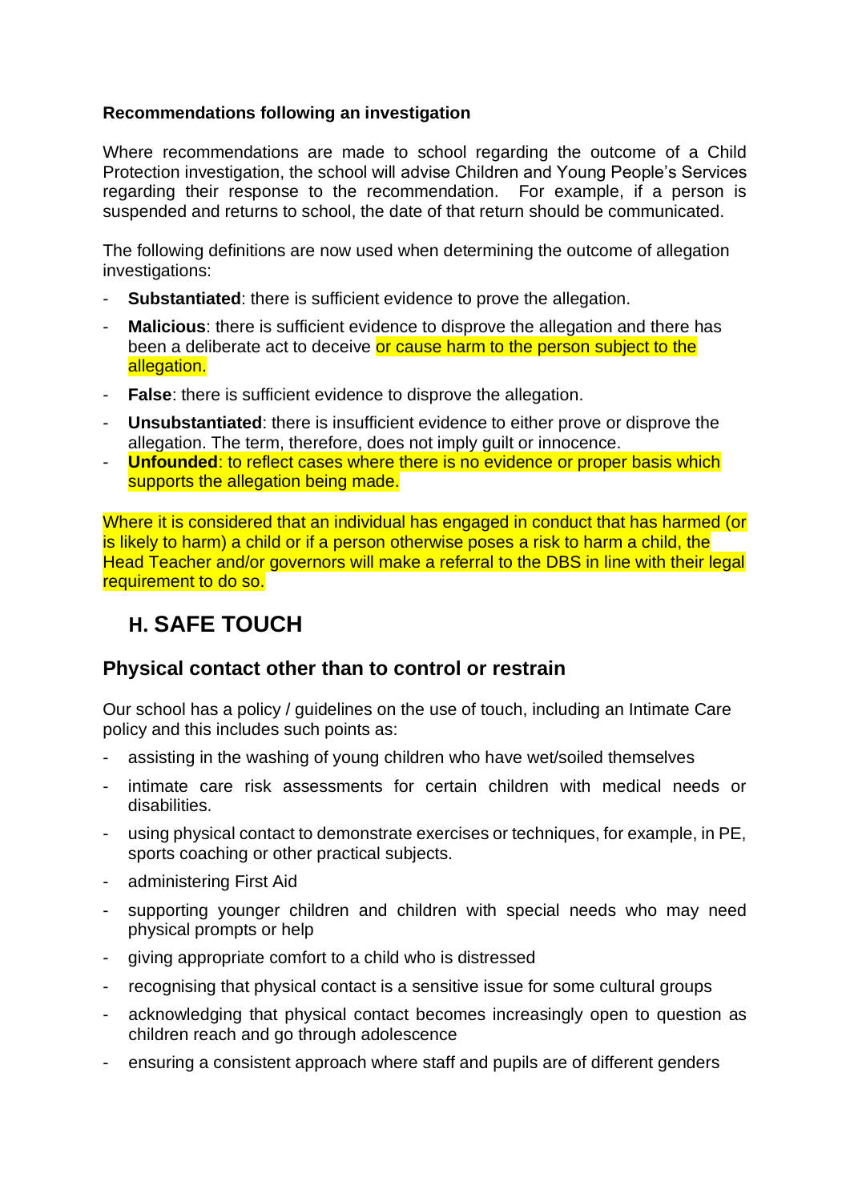**Recommendations following an investigation**

Where recommendations are made to school regarding the outcome of a Child Protection investigation, the school will advise Children and Young People's Services regarding their response to the recommendation. For example, if a person is suspended and returns to school, the date of that return should be communicated.

The following definitions are now used when determining the outcome of allegation investigations:

- **Substantiated**: there is sufficient evidence to prove the allegation.
- **Malicious**: there is sufficient evidence to disprove the allegation and there has been a deliberate act to deceive or cause harm to the person subject to the allegation.
- **False**: there is sufficient evidence to disprove the allegation.
- **Unsubstantiated**: there is insufficient evidence to either prove or disprove the allegation. The term, therefore, does not imply guilt or innocence.
- **Unfounded**: to reflect cases where there is no evidence or proper basis which supports the allegation being made.

Where it is considered that an individual has engaged in conduct that has harmed (or is likely to harm) a child or if a person otherwise poses a risk to harm a child, the Head Teacher and/or governors will make a referral to the DBS in line with their legal requirement to do so.

## H. SAFE TOUCH

### Physical contact other than to control or restrain

Our school has a policy / guidelines on the use of touch, including an Intimate Care policy and this includes such points as:

- assisting in the washing of young children who have wet/soiled themselves
- intimate care risk assessments for certain children with medical needs or disabilities.
- using physical contact to demonstrate exercises or techniques, for example, in PE, sports coaching or other practical subjects.
- administering First Aid
- supporting younger children and children with special needs who may need physical prompts or help
- giving appropriate comfort to a child who is distressed
- recognising that physical contact is a sensitive issue for some cultural groups
- acknowledging that physical contact becomes increasingly open to question as children reach and go through adolescence
- ensuring a consistent approach where staff and pupils are of different genders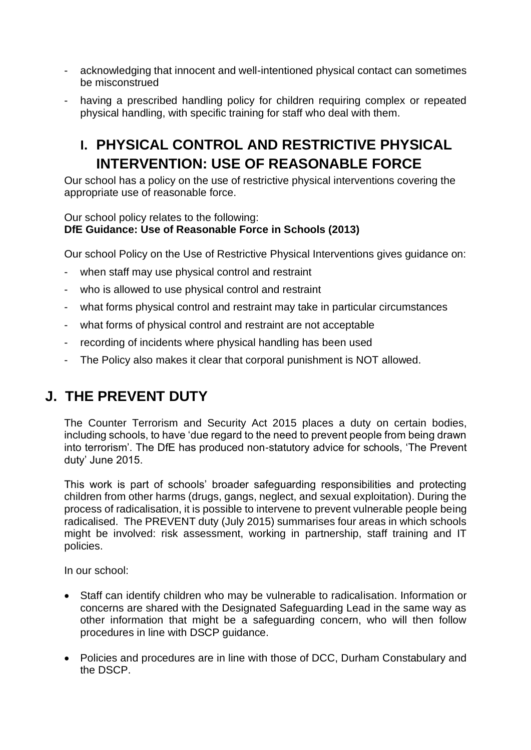- acknowledging that innocent and well-intentioned physical contact can sometimes be misconstrued
- having a prescribed handling policy for children requiring complex or repeated physical handling, with specific training for staff who deal with them.

## I. PHYSICAL CONTROL AND RESTRICTIVE PHYSICAL INTERVENTION: USE OF REASONABLE FORCE

Our school has a policy on the use of restrictive physical interventions covering the appropriate use of reasonable force.

Our school policy relates to the following:
**DfE Guidance: Use of Reasonable Force in Schools (2013)**

Our school Policy on the Use of Restrictive Physical Interventions gives guidance on:

- when staff may use physical control and restraint
- who is allowed to use physical control and restraint
- what forms physical control and restraint may take in particular circumstances
- what forms of physical control and restraint are not acceptable
- recording of incidents where physical handling has been used
- The Policy also makes it clear that corporal punishment is NOT allowed.

## J. THE PREVENT DUTY

The Counter Terrorism and Security Act 2015 places a duty on certain bodies, including schools, to have 'due regard to the need to prevent people from being drawn into terrorism'. The DfE has produced non-statutory advice for schools, 'The Prevent duty' June 2015.

This work is part of schools' broader safeguarding responsibilities and protecting children from other harms (drugs, gangs, neglect, and sexual exploitation). During the process of radicalisation, it is possible to intervene to prevent vulnerable people being radicalised. The PREVENT duty (July 2015) summarises four areas in which schools might be involved: risk assessment, working in partnership, staff training and IT policies.

In our school:

- Staff can identify children who may be vulnerable to radicalisation. Information or concerns are shared with the Designated Safeguarding Lead in the same way as other information that might be a safeguarding concern, who will then follow procedures in line with DSCP guidance.
- Policies and procedures are in line with those of DCC, Durham Constabulary and the DSCP.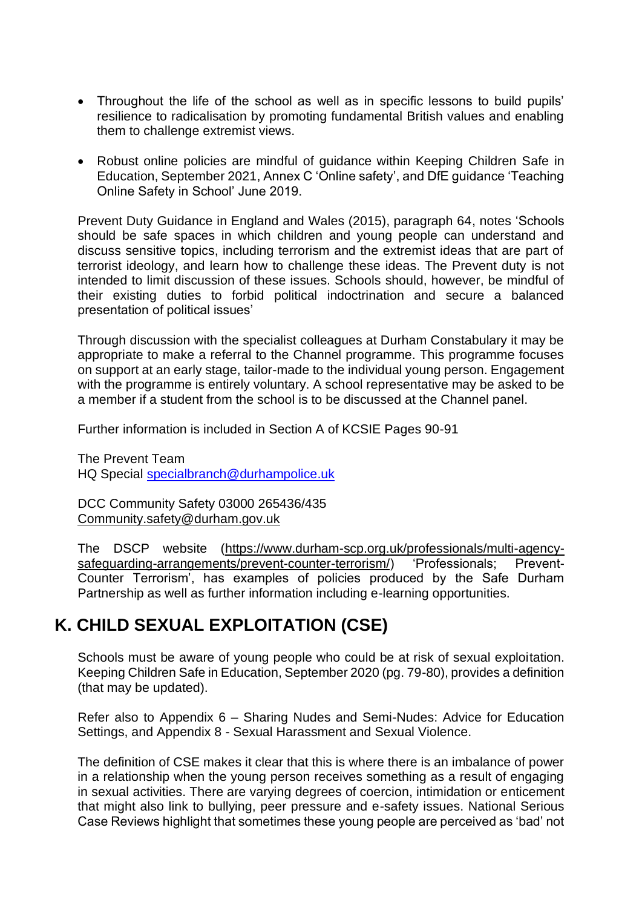- Throughout the life of the school as well as in specific lessons to build pupils' resilience to radicalisation by promoting fundamental British values and enabling them to challenge extremist views.

- Robust online policies are mindful of guidance within Keeping Children Safe in Education, September 2021, Annex C 'Online safety', and DfE guidance 'Teaching Online Safety in School' June 2019.

Prevent Duty Guidance in England and Wales (2015), paragraph 64, notes 'Schools should be safe spaces in which children and young people can understand and discuss sensitive topics, including terrorism and the extremist ideas that are part of terrorist ideology, and learn how to challenge these ideas. The Prevent duty is not intended to limit discussion of these issues. Schools should, however, be mindful of their existing duties to forbid political indoctrination and secure a balanced presentation of political issues'

Through discussion with the specialist colleagues at Durham Constabulary it may be appropriate to make a referral to the Channel programme. This programme focuses on support at an early stage, tailor-made to the individual young person. Engagement with the programme is entirely voluntary. A school representative may be asked to be a member if a student from the school is to be discussed at the Channel panel.

Further information is included in Section A of KCSIE Pages 90-91

The Prevent Team
HQ Special specialbranch@durhampolice.uk

DCC Community Safety 03000 265436/435
Community.safety@durham.gov.uk

The DSCP website (https://www.durham-scp.org.uk/professionals/multi-agency-safeguarding-arrangements/prevent-counter-terrorism/) 'Professionals; Prevent-Counter Terrorism', has examples of policies produced by the Safe Durham Partnership as well as further information including e-learning opportunities.

## K. CHILD SEXUAL EXPLOITATION (CSE)

Schools must be aware of young people who could be at risk of sexual exploitation. Keeping Children Safe in Education, September 2020 (pg. 79-80), provides a definition (that may be updated).

Refer also to Appendix 6 – Sharing Nudes and Semi-Nudes: Advice for Education Settings, and Appendix 8 - Sexual Harassment and Sexual Violence.

The definition of CSE makes it clear that this is where there is an imbalance of power in a relationship when the young person receives something as a result of engaging in sexual activities. There are varying degrees of coercion, intimidation or enticement that might also link to bullying, peer pressure and e-safety issues. National Serious Case Reviews highlight that sometimes these young people are perceived as 'bad' not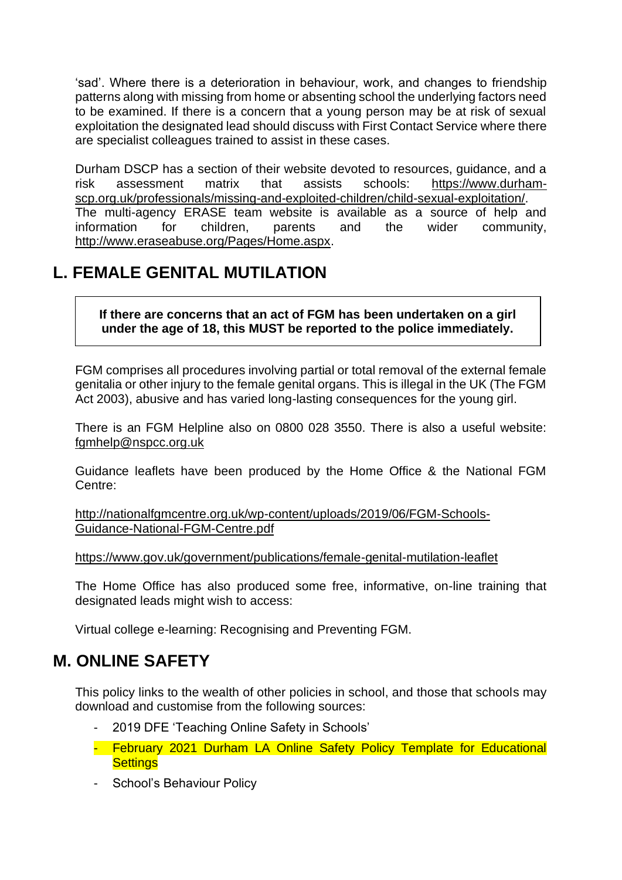'sad'. Where there is a deterioration in behaviour, work, and changes to friendship patterns along with missing from home or absenting school the underlying factors need to be examined. If there is a concern that a young person may be at risk of sexual exploitation the designated lead should discuss with First Contact Service where there are specialist colleagues trained to assist in these cases.

Durham DSCP has a section of their website devoted to resources, guidance, and a risk assessment matrix that assists schools: https://www.durham-scp.org.uk/professionals/missing-and-exploited-children/child-sexual-exploitation/. The multi-agency ERASE team website is available as a source of help and information for children, parents and the wider community, http://www.eraseabuse.org/Pages/Home.aspx.

## L. FEMALE GENITAL MUTILATION

**If there are concerns that an act of FGM has been undertaken on a girl under the age of 18, this MUST be reported to the police immediately.**

FGM comprises all procedures involving partial or total removal of the external female genitalia or other injury to the female genital organs. This is illegal in the UK (The FGM Act 2003), abusive and has varied long-lasting consequences for the young girl.

There is an FGM Helpline also on 0800 028 3550. There is also a useful website: fgmhelp@nspcc.org.uk

Guidance leaflets have been produced by the Home Office & the National FGM Centre:

http://nationalfgmcentre.org.uk/wp-content/uploads/2019/06/FGM-Schools-Guidance-National-FGM-Centre.pdf

https://www.gov.uk/government/publications/female-genital-mutilation-leaflet

The Home Office has also produced some free, informative, on-line training that designated leads might wish to access:

Virtual college e-learning: Recognising and Preventing FGM.

## M. ONLINE SAFETY

This policy links to the wealth of other policies in school, and those that schools may download and customise from the following sources:

- 2019 DFE 'Teaching Online Safety in Schools'
- February 2021 Durham LA Online Safety Policy Template for Educational Settings
- School's Behaviour Policy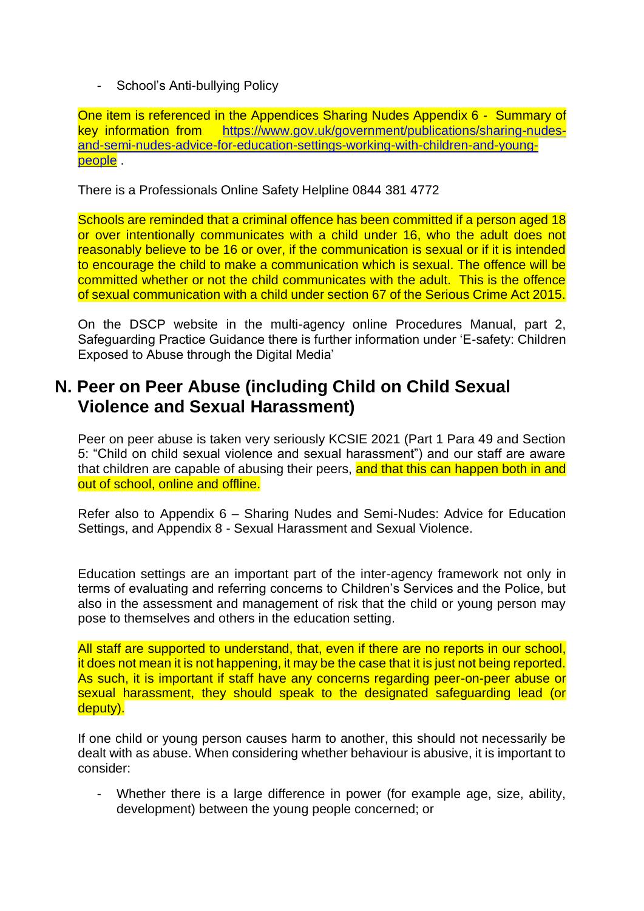- School's Anti-bullying Policy

One item is referenced in the Appendices Sharing Nudes Appendix 6 - Summary of key information from [https://www.gov.uk/government/publications/sharing-nudes-and-semi-nudes-advice-for-education-settings-working-with-children-and-young-people](https://www.gov.uk/government/publications/sharing-nudes-and-semi-nudes-advice-for-education-settings-working-with-children-and-young-people) .

There is a Professionals Online Safety Helpline 0844 381 4772

Schools are reminded that a criminal offence has been committed if a person aged 18 or over intentionally communicates with a child under 16, who the adult does not reasonably believe to be 16 or over, if the communication is sexual or if it is intended to encourage the child to make a communication which is sexual. The offence will be committed whether or not the child communicates with the adult. This is the offence of sexual communication with a child under section 67 of the Serious Crime Act 2015.

On the DSCP website in the multi-agency online Procedures Manual, part 2, Safeguarding Practice Guidance there is further information under 'E-safety: Children Exposed to Abuse through the Digital Media'

## N. Peer on Peer Abuse (including Child on Child Sexual Violence and Sexual Harassment)

Peer on peer abuse is taken very seriously KCSIE 2021 (Part 1 Para 49 and Section 5: "Child on child sexual violence and sexual harassment") and our staff are aware that children are capable of abusing their peers, and that this can happen both in and out of school, online and offline.

Refer also to Appendix 6 – Sharing Nudes and Semi-Nudes: Advice for Education Settings, and Appendix 8 - Sexual Harassment and Sexual Violence.

Education settings are an important part of the inter-agency framework not only in terms of evaluating and referring concerns to Children's Services and the Police, but also in the assessment and management of risk that the child or young person may pose to themselves and others in the education setting.

All staff are supported to understand, that, even if there are no reports in our school, it does not mean it is not happening, it may be the case that it is just not being reported. As such, it is important if staff have any concerns regarding peer-on-peer abuse or sexual harassment, they should speak to the designated safeguarding lead (or deputy).

If one child or young person causes harm to another, this should not necessarily be dealt with as abuse. When considering whether behaviour is abusive, it is important to consider:

- Whether there is a large difference in power (for example age, size, ability, development) between the young people concerned; or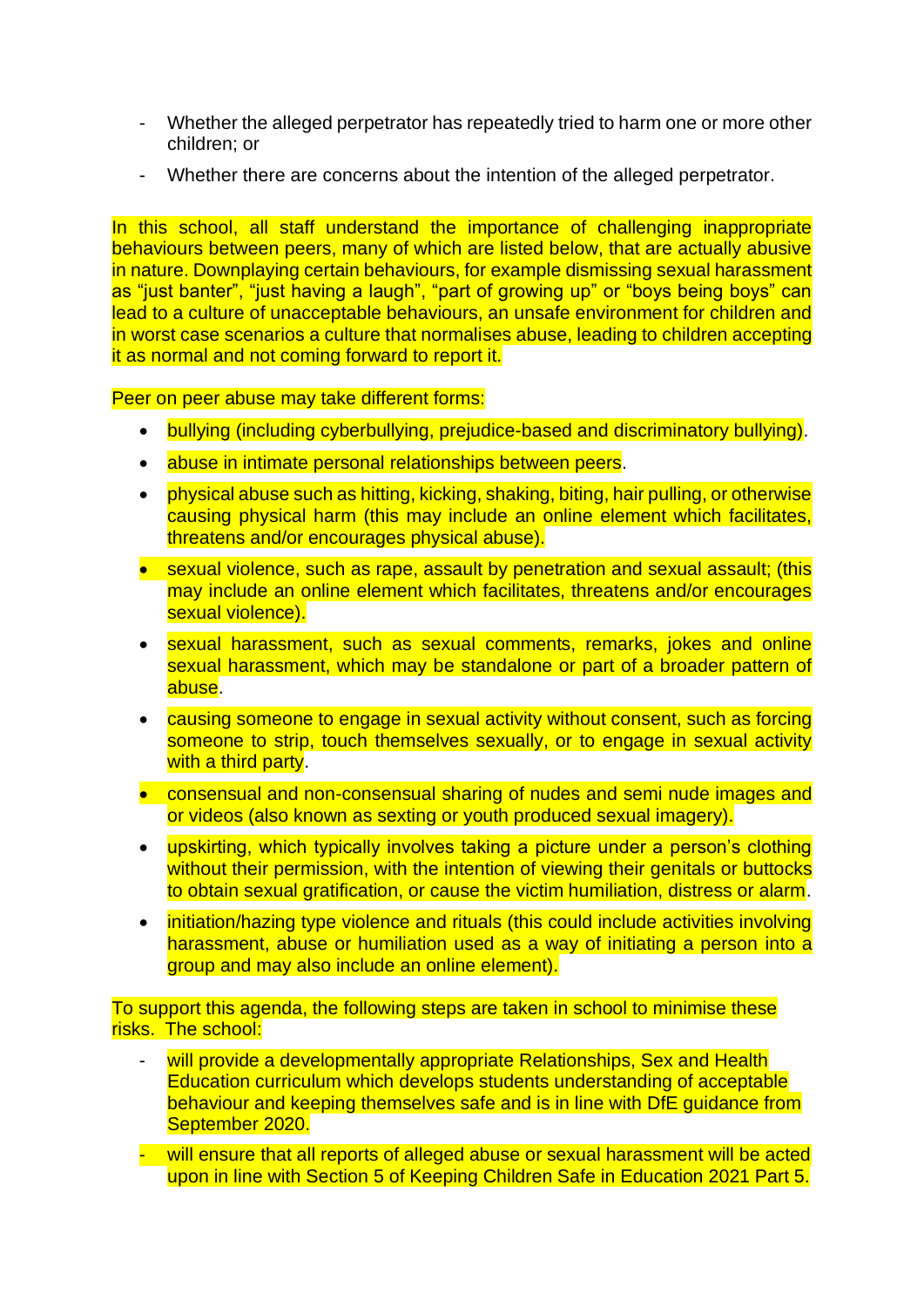- Whether the alleged perpetrator has repeatedly tried to harm one or more other children; or
- Whether there are concerns about the intention of the alleged perpetrator.

In this school, all staff understand the importance of challenging inappropriate behaviours between peers, many of which are listed below, that are actually abusive in nature. Downplaying certain behaviours, for example dismissing sexual harassment as "just banter", "just having a laugh", "part of growing up" or "boys being boys" can lead to a culture of unacceptable behaviours, an unsafe environment for children and in worst case scenarios a culture that normalises abuse, leading to children accepting it as normal and not coming forward to report it.

Peer on peer abuse may take different forms:

- bullying (including cyberbullying, prejudice-based and discriminatory bullying).
- abuse in intimate personal relationships between peers.
- physical abuse such as hitting, kicking, shaking, biting, hair pulling, or otherwise causing physical harm (this may include an online element which facilitates, threatens and/or encourages physical abuse).
- sexual violence, such as rape, assault by penetration and sexual assault; (this may include an online element which facilitates, threatens and/or encourages sexual violence).
- sexual harassment, such as sexual comments, remarks, jokes and online sexual harassment, which may be standalone or part of a broader pattern of abuse.
- causing someone to engage in sexual activity without consent, such as forcing someone to strip, touch themselves sexually, or to engage in sexual activity with a third party.
- consensual and non-consensual sharing of nudes and semi nude images and or videos (also known as sexting or youth produced sexual imagery).
- upskirting, which typically involves taking a picture under a person's clothing without their permission, with the intention of viewing their genitals or buttocks to obtain sexual gratification, or cause the victim humiliation, distress or alarm.
- initiation/hazing type violence and rituals (this could include activities involving harassment, abuse or humiliation used as a way of initiating a person into a group and may also include an online element).

To support this agenda, the following steps are taken in school to minimise these risks. The school:

- will provide a developmentally appropriate Relationships, Sex and Health Education curriculum which develops students understanding of acceptable behaviour and keeping themselves safe and is in line with DfE guidance from September 2020.
- will ensure that all reports of alleged abuse or sexual harassment will be acted upon in line with Section 5 of Keeping Children Safe in Education 2021 Part 5.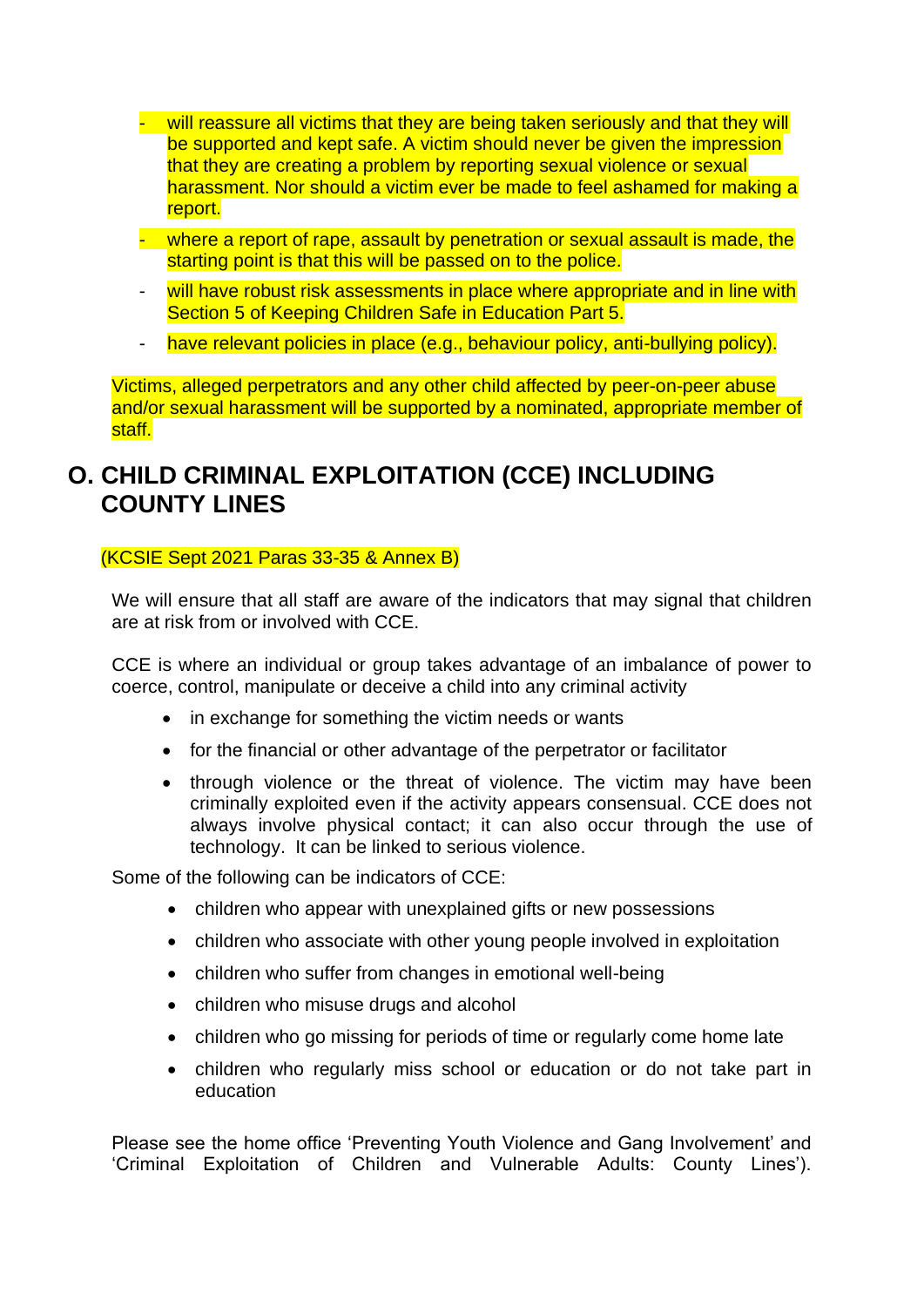- will reassure all victims that they are being taken seriously and that they will be supported and kept safe. A victim should never be given the impression that they are creating a problem by reporting sexual violence or sexual harassment. Nor should a victim ever be made to feel ashamed for making a report.
- where a report of rape, assault by penetration or sexual assault is made, the starting point is that this will be passed on to the police.
- will have robust risk assessments in place where appropriate and in line with Section 5 of Keeping Children Safe in Education Part 5.
- have relevant policies in place (e.g., behaviour policy, anti-bullying policy).

Victims, alleged perpetrators and any other child affected by peer-on-peer abuse and/or sexual harassment will be supported by a nominated, appropriate member of staff.

## O. CHILD CRIMINAL EXPLOITATION (CCE) INCLUDING COUNTY LINES

(KCSIE Sept 2021 Paras 33-35 & Annex B)

We will ensure that all staff are aware of the indicators that may signal that children are at risk from or involved with CCE.

CCE is where an individual or group takes advantage of an imbalance of power to coerce, control, manipulate or deceive a child into any criminal activity

- in exchange for something the victim needs or wants
- for the financial or other advantage of the perpetrator or facilitator
- through violence or the threat of violence. The victim may have been criminally exploited even if the activity appears consensual. CCE does not always involve physical contact; it can also occur through the use of technology. It can be linked to serious violence.

Some of the following can be indicators of CCE:

- children who appear with unexplained gifts or new possessions
- children who associate with other young people involved in exploitation
- children who suffer from changes in emotional well-being
- children who misuse drugs and alcohol
- children who go missing for periods of time or regularly come home late
- children who regularly miss school or education or do not take part in education

Please see the home office 'Preventing Youth Violence and Gang Involvement' and 'Criminal Exploitation of Children and Vulnerable Adults: County Lines').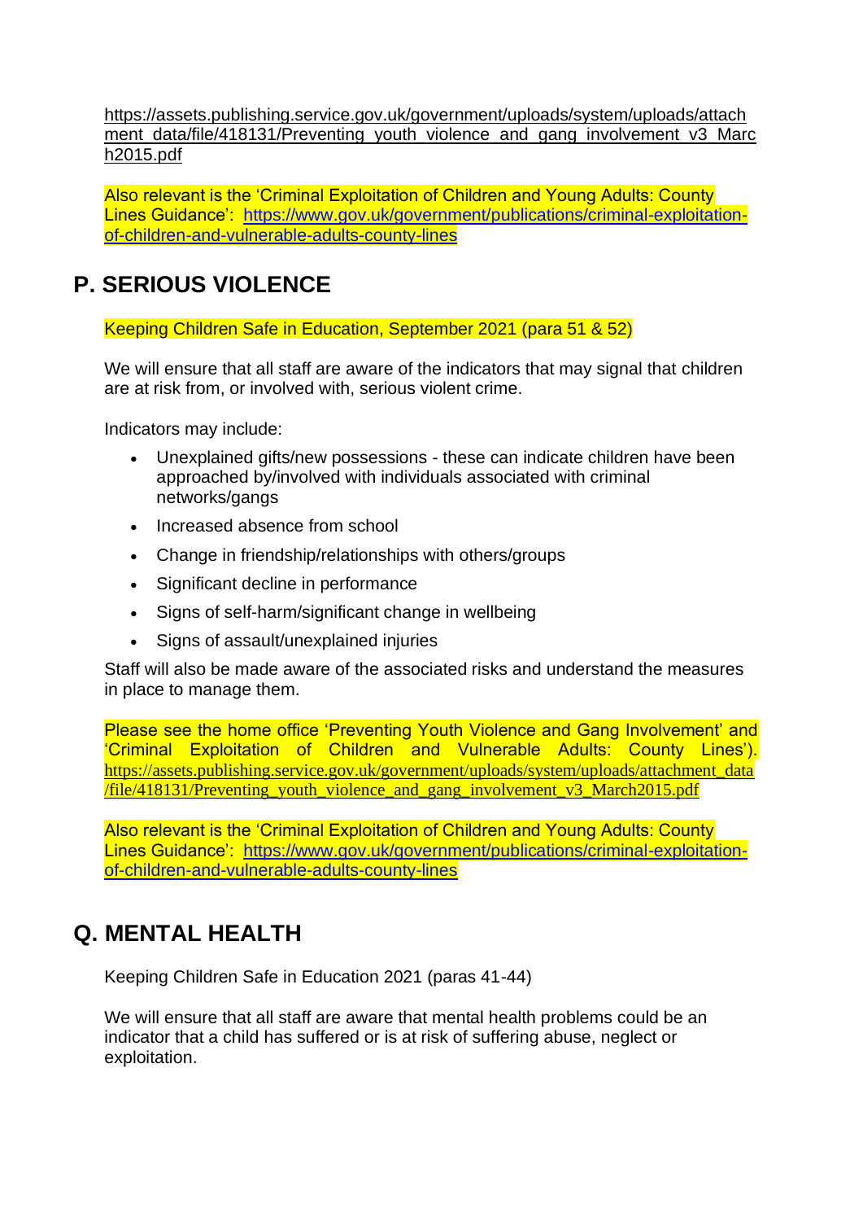https://assets.publishing.service.gov.uk/government/uploads/system/uploads/attachment_data/file/418131/Preventing_youth_violence_and_gang_involvement_v3_March2015.pdf

Also relevant is the 'Criminal Exploitation of Children and Young Adults: County Lines Guidance': https://www.gov.uk/government/publications/criminal-exploitation-of-children-and-vulnerable-adults-county-lines

## P. SERIOUS VIOLENCE

Keeping Children Safe in Education, September 2021 (para 51 & 52)

We will ensure that all staff are aware of the indicators that may signal that children are at risk from, or involved with, serious violent crime.

Indicators may include:

- Unexplained gifts/new possessions - these can indicate children have been approached by/involved with individuals associated with criminal networks/gangs
- Increased absence from school
- Change in friendship/relationships with others/groups
- Significant decline in performance
- Signs of self-harm/significant change in wellbeing
- Signs of assault/unexplained injuries

Staff will also be made aware of the associated risks and understand the measures in place to manage them.

Please see the home office 'Preventing Youth Violence and Gang Involvement' and 'Criminal Exploitation of Children and Vulnerable Adults: County Lines'). https://assets.publishing.service.gov.uk/government/uploads/system/uploads/attachment_data/file/418131/Preventing_youth_violence_and_gang_involvement_v3_March2015.pdf

Also relevant is the 'Criminal Exploitation of Children and Young Adults: County Lines Guidance': https://www.gov.uk/government/publications/criminal-exploitation-of-children-and-vulnerable-adults-county-lines

## Q. MENTAL HEALTH

Keeping Children Safe in Education 2021 (paras 41-44)

We will ensure that all staff are aware that mental health problems could be an indicator that a child has suffered or is at risk of suffering abuse, neglect or exploitation.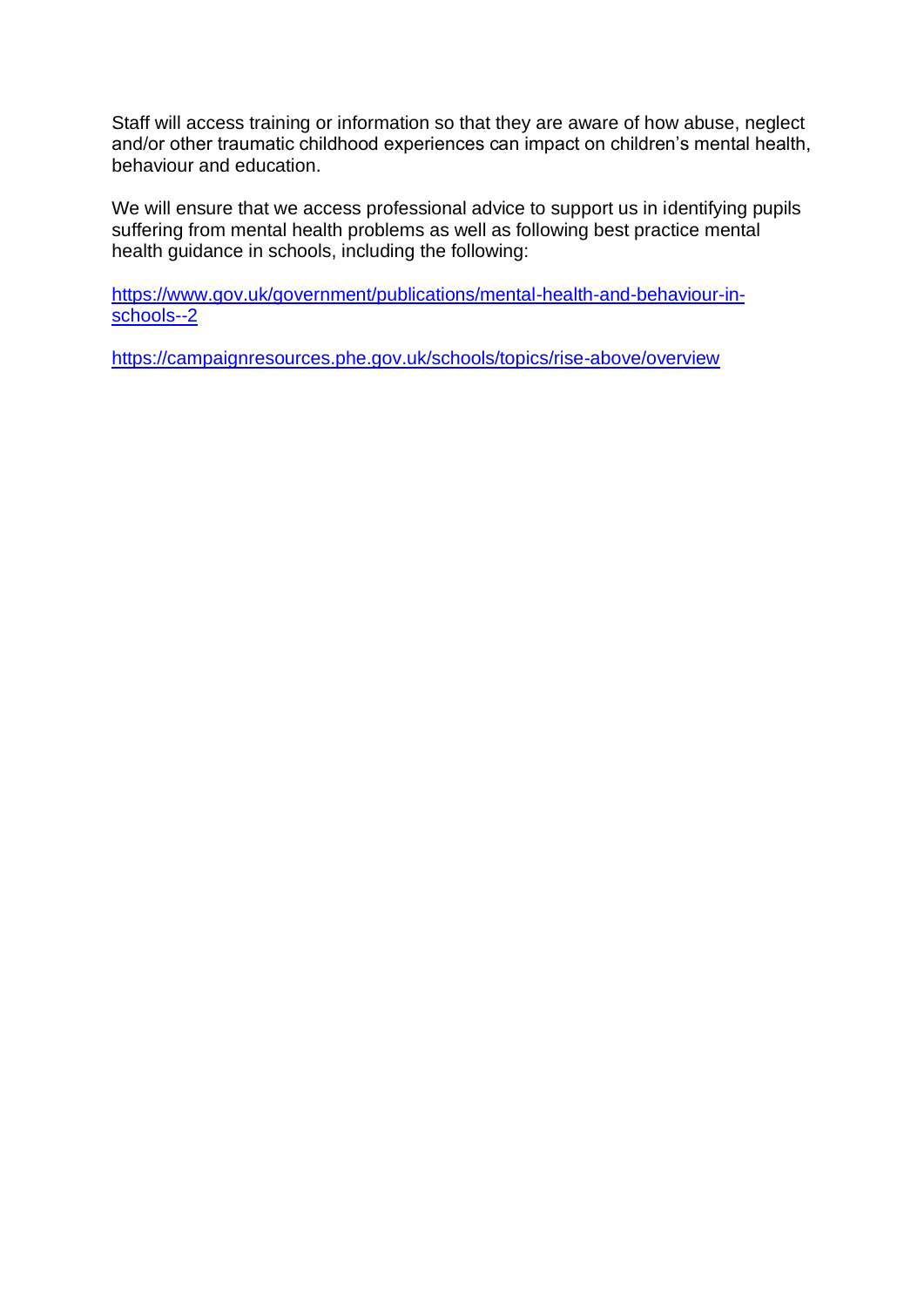Staff will access training or information so that they are aware of how abuse, neglect and/or other traumatic childhood experiences can impact on children's mental health, behaviour and education.

We will ensure that we access professional advice to support us in identifying pupils suffering from mental health problems as well as following best practice mental health guidance in schools, including the following:

[https://www.gov.uk/government/publications/mental-health-and-behaviour-in-schools--2](https://www.gov.uk/government/publications/mental-health-and-behaviour-in-schools--2)

[https://campaignresources.phe.gov.uk/schools/topics/rise-above/overview](https://campaignresources.phe.gov.uk/schools/topics/rise-above/overview)